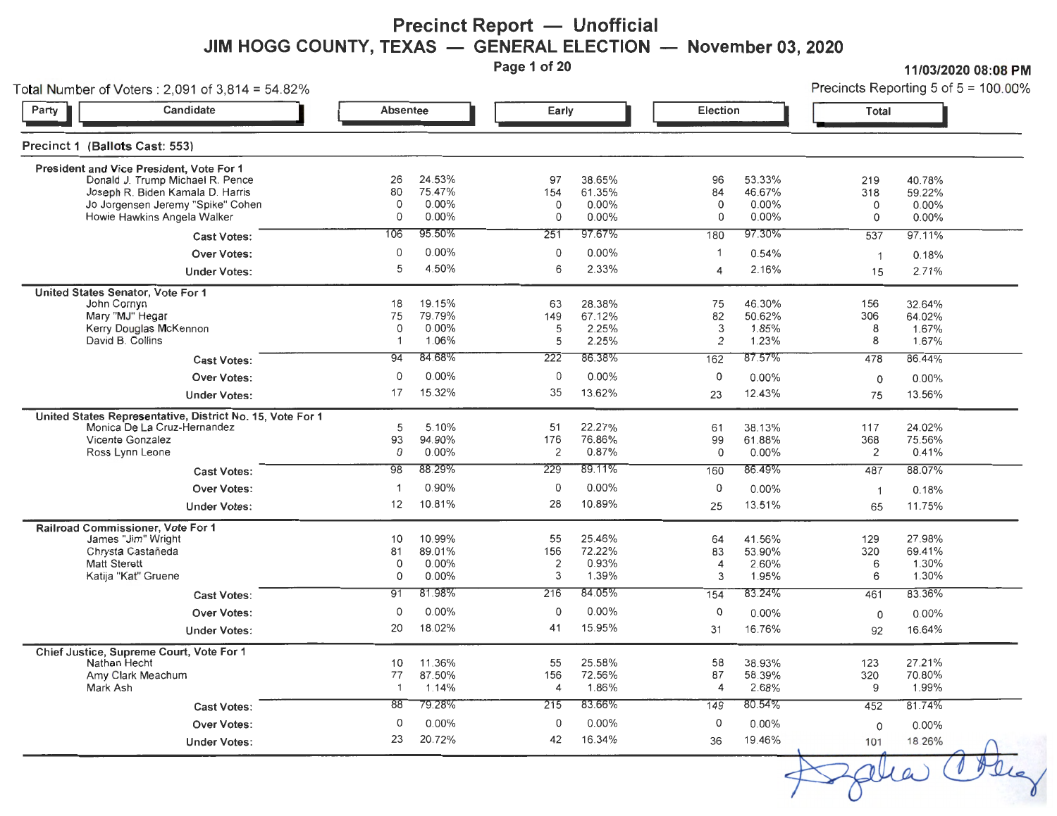# Precinct Report — Unofficial

## JIM HOGG COUNTY, TEXAS — GENERAL ELECTION — November 03, 2020

11/03/2020 08:08 PM

Total Number of Voters : 2,091 of 3,814 = 54.82%

Precincts Reporting 5 of 5 = 100.00%

### Precinct 1 (Ballots Cast: 553)

| Party | Candidate | Absentee | | Early | | Election | | Total | |
|---|---|---|---|---|---|---|---|---|---|
| | **President and Vice President, Vote For 1** | | | | | | | | |
| | Donald J. Trump Michael R. Pence | 26 | 24.53% | 97 | 38.65% | 96 | 53.33% | 219 | 40.78% |
| | Joseph R. Biden Kamala D. Harris | 80 | 75.47% | 154 | 61.35% | 84 | 46.67% | 318 | 59.22% |
| | Jo Jorgensen Jeremy "Spike" Cohen | 0 | 0.00% | 0 | 0.00% | 0 | 0.00% | 0 | 0.00% |
| | Howie Hawkins Angela Walker | 0 | 0.00% | 0 | 0.00% | 0 | 0.00% | 0 | 0.00% |
| | **Cast Votes:** | 106 | 95.50% | 251 | 97.67% | 180 | 97.30% | 537 | 97.11% |
| | **Over Votes:** | 0 | 0.00% | 0 | 0.00% | 1 | 0.54% | 1 | 0.18% |
| | **Under Votes:** | 5 | 4.50% | 6 | 2.33% | 4 | 2.16% | 15 | 2.71% |
| | **United States Senator, Vote For 1** | | | | | | | | |
| | John Cornyn | 18 | 19.15% | 63 | 28.38% | 75 | 46.30% | 156 | 32.64% |
| | Mary "MJ" Hegar | 75 | 79.79% | 149 | 67.12% | 82 | 50.62% | 306 | 64.02% |
| | Kerry Douglas McKennon | 0 | 0.00% | 5 | 2.25% | 3 | 1.85% | 8 | 1.67% |
| | David B. Collins | 1 | 1.06% | 5 | 2.25% | 2 | 1.23% | 8 | 1.67% |
| | **Cast Votes:** | 94 | 84.68% | 222 | 86.38% | 162 | 87.57% | 478 | 86.44% |
| | **Over Votes:** | 0 | 0.00% | 0 | 0.00% | 0 | 0.00% | 0 | 0.00% |
| | **Under Votes:** | 17 | 15.32% | 35 | 13.62% | 23 | 12.43% | 75 | 13.56% |
| | **United States Representative, District No. 15, Vote For 1** | | | | | | | | |
| | Monica De La Cruz-Hernandez | 5 | 5.10% | 51 | 22.27% | 61 | 38.13% | 117 | 24.02% |
| | Vicente Gonzalez | 93 | 94.90% | 176 | 76.86% | 99 | 61.88% | 368 | 75.56% |
| | Ross Lynn Leone | 0 | 0.00% | 2 | 0.87% | 0 | 0.00% | 2 | 0.41% |
| | **Cast Votes:** | 98 | 88.29% | 229 | 89.11% | 160 | 86.49% | 487 | 88.07% |
| | **Over Votes:** | 1 | 0.90% | 0 | 0.00% | 0 | 0.00% | 1 | 0.18% |
| | **Under Votes:** | 12 | 10.81% | 28 | 10.89% | 25 | 13.51% | 65 | 11.75% |
| | **Railroad Commissioner, Vote For 1** | | | | | | | | |
| | James "Jim" Wright | 10 | 10.99% | 55 | 25.46% | 64 | 41.56% | 129 | 27.98% |
| | Chrysta Castañeda | 81 | 89.01% | 156 | 72.22% | 83 | 53.90% | 320 | 69.41% |
| | Matt Sterett | 0 | 0.00% | 2 | 0.93% | 4 | 2.60% | 6 | 1.30% |
| | Katija "Kat" Gruene | 0 | 0.00% | 3 | 1.39% | 3 | 1.95% | 6 | 1.30% |
| | **Cast Votes:** | 91 | 81.98% | 216 | 84.05% | 154 | 83.24% | 461 | 83.36% |
| | **Over Votes:** | 0 | 0.00% | 0 | 0.00% | 0 | 0.00% | 0 | 0.00% |
| | **Under Votes:** | 20 | 18.02% | 41 | 15.95% | 31 | 16.76% | 92 | 16.64% |
| | **Chief Justice, Supreme Court, Vote For 1** | | | | | | | | |
| | Nathan Hecht | 10 | 11.36% | 55 | 25.58% | 58 | 38.93% | 123 | 27.21% |
| | Amy Clark Meachum | 77 | 87.50% | 156 | 72.56% | 87 | 58.39% | 320 | 70.80% |
| | Mark Ash | 1 | 1.14% | 4 | 1.86% | 4 | 2.68% | 9 | 1.99% |
| | **Cast Votes:** | 88 | 79.28% | 215 | 83.66% | 149 | 80.54% | 452 | 81.74% |
| | **Over Votes:** | 0 | 0.00% | 0 | 0.00% | 0 | 0.00% | 0 | 0.00% |
| | **Under Votes:** | 23 | 20.72% | 42 | 16.34% | 36 | 19.46% | 101 | 18.26% |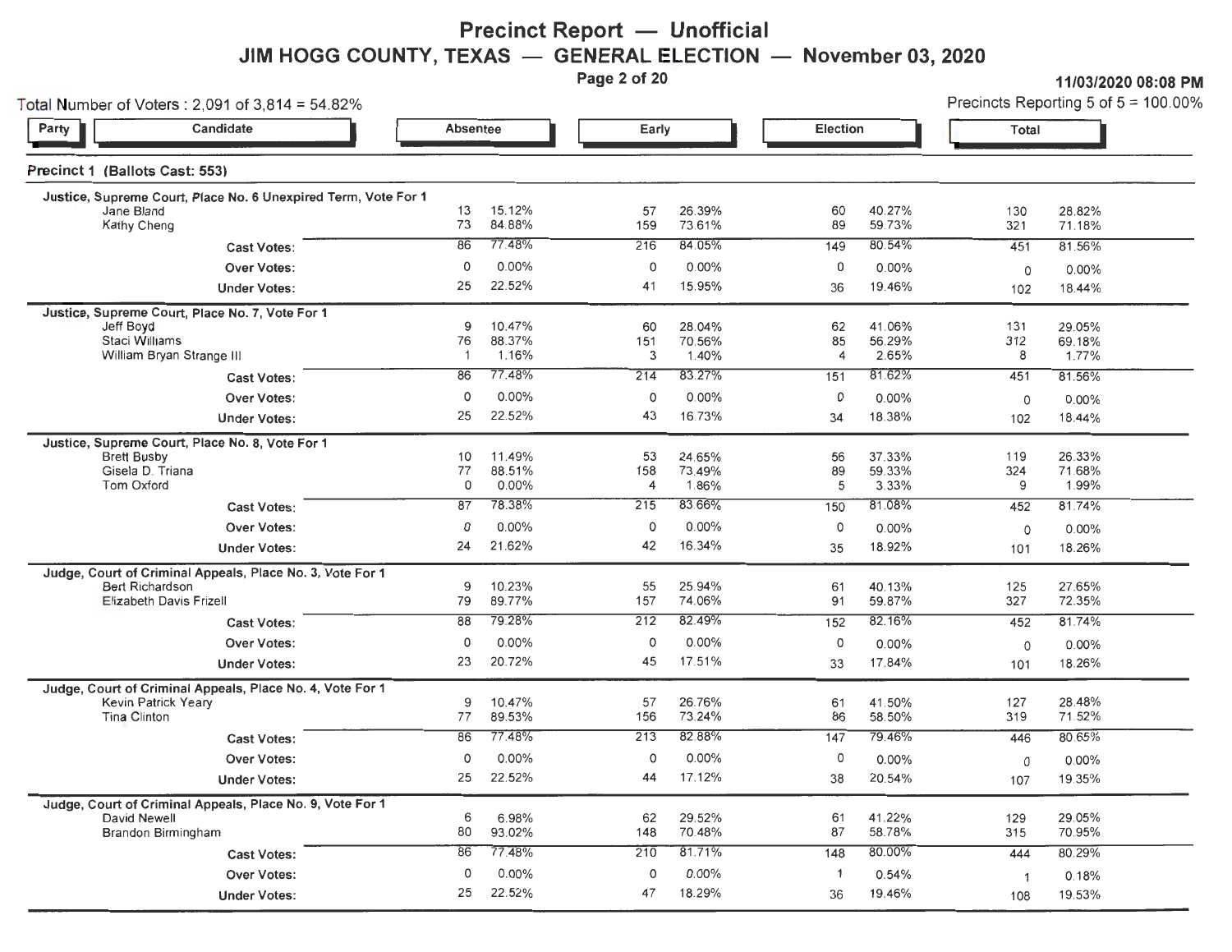# Precinct Report — Unofficial

## JIM HOGG COUNTY, TEXAS — GENERAL ELECTION — November 03, 2020

11/03/2020 08:08 PM

Total Number of Voters : 2,091 of 3,814 = 54.82%

Precincts Reporting 5 of 5 = 100.00%

### Precinct 1 (Ballots Cast: 553)

| Party | Candidate | Absentee | | Early | | Election | | Total | |
|---|---|---|---|---|---|---|---|---|---|
| | **Justice, Supreme Court, Place No. 6 Unexpired Term, Vote For 1** | | | | | | | | |
| | Jane Bland | 13 | 15.12% | 57 | 26.39% | 60 | 40.27% | 130 | 28.82% |
| | Kathy Cheng | 73 | 84.88% | 159 | 73.61% | 89 | 59.73% | 321 | 71.18% |
| | Cast Votes: | 86 | 77.48% | 216 | 84.05% | 149 | 80.54% | 451 | 81.56% |
| | Over Votes: | 0 | 0.00% | 0 | 0.00% | 0 | 0.00% | 0 | 0.00% |
| | Under Votes: | 25 | 22.52% | 41 | 15.95% | 36 | 19.46% | 102 | 18.44% |
| | **Justice, Supreme Court, Place No. 7, Vote For 1** | | | | | | | | |
| | Jeff Boyd | 9 | 10.47% | 60 | 28.04% | 62 | 41.06% | 131 | 29.05% |
| | Staci Williams | 76 | 88.37% | 151 | 70.56% | 85 | 56.29% | 312 | 69.18% |
| | William Bryan Strange III | 1 | 1.16% | 3 | 1.40% | 4 | 2.65% | 8 | 1.77% |
| | Cast Votes: | 86 | 77.48% | 214 | 83.27% | 151 | 81.62% | 451 | 81.56% |
| | Over Votes: | 0 | 0.00% | 0 | 0.00% | 0 | 0.00% | 0 | 0.00% |
| | Under Votes: | 25 | 22.52% | 43 | 16.73% | 34 | 18.38% | 102 | 18.44% |
| | **Justice, Supreme Court, Place No. 8, Vote For 1** | | | | | | | | |
| | Brett Busby | 10 | 11.49% | 53 | 24.65% | 56 | 37.33% | 119 | 26.33% |
| | Gisela D. Triana | 77 | 88.51% | 158 | 73.49% | 89 | 59.33% | 324 | 71.68% |
| | Tom Oxford | 0 | 0.00% | 4 | 1.86% | 5 | 3.33% | 9 | 1.99% |
| | Cast Votes: | 87 | 78.38% | 215 | 83.66% | 150 | 81.08% | 452 | 81.74% |
| | Over Votes: | 0 | 0.00% | 0 | 0.00% | 0 | 0.00% | 0 | 0.00% |
| | Under Votes: | 24 | 21.62% | 42 | 16.34% | 35 | 18.92% | 101 | 18.26% |
| | **Judge, Court of Criminal Appeals, Place No. 3, Vote For 1** | | | | | | | | |
| | Bert Richardson | 9 | 10.23% | 55 | 25.94% | 61 | 40.13% | 125 | 27.65% |
| | Elizabeth Davis Frizell | 79 | 89.77% | 157 | 74.06% | 91 | 59.87% | 327 | 72.35% |
| | Cast Votes: | 88 | 79.28% | 212 | 82.49% | 152 | 82.16% | 452 | 81.74% |
| | Over Votes: | 0 | 0.00% | 0 | 0.00% | 0 | 0.00% | 0 | 0.00% |
| | Under Votes: | 23 | 20.72% | 45 | 17.51% | 33 | 17.84% | 101 | 18.26% |
| | **Judge, Court of Criminal Appeals, Place No. 4, Vote For 1** | | | | | | | | |
| | Kevin Patrick Yeary | 9 | 10.47% | 57 | 26.76% | 61 | 41.50% | 127 | 28.48% |
| | Tina Clinton | 77 | 89.53% | 156 | 73.24% | 86 | 58.50% | 319 | 71.52% |
| | Cast Votes: | 86 | 77.48% | 213 | 82.88% | 147 | 79.46% | 446 | 80.65% |
| | Over Votes: | 0 | 0.00% | 0 | 0.00% | 0 | 0.00% | 0 | 0.00% |
| | Under Votes: | 25 | 22.52% | 44 | 17.12% | 38 | 20.54% | 107 | 19.35% |
| | **Judge, Court of Criminal Appeals, Place No. 9, Vote For 1** | | | | | | | | |
| | David Newell | 6 | 6.98% | 62 | 29.52% | 61 | 41.22% | 129 | 29.05% |
| | Brandon Birmingham | 80 | 93.02% | 148 | 70.48% | 87 | 58.78% | 315 | 70.95% |
| | Cast Votes: | 86 | 77.48% | 210 | 81.71% | 148 | 80.00% | 444 | 80.29% |
| | Over Votes: | 0 | 0.00% | 0 | 0.00% | 1 | 0.54% | 1 | 0.18% |
| | Under Votes: | 25 | 22.52% | 47 | 18.29% | 36 | 19.46% | 108 | 19.53% |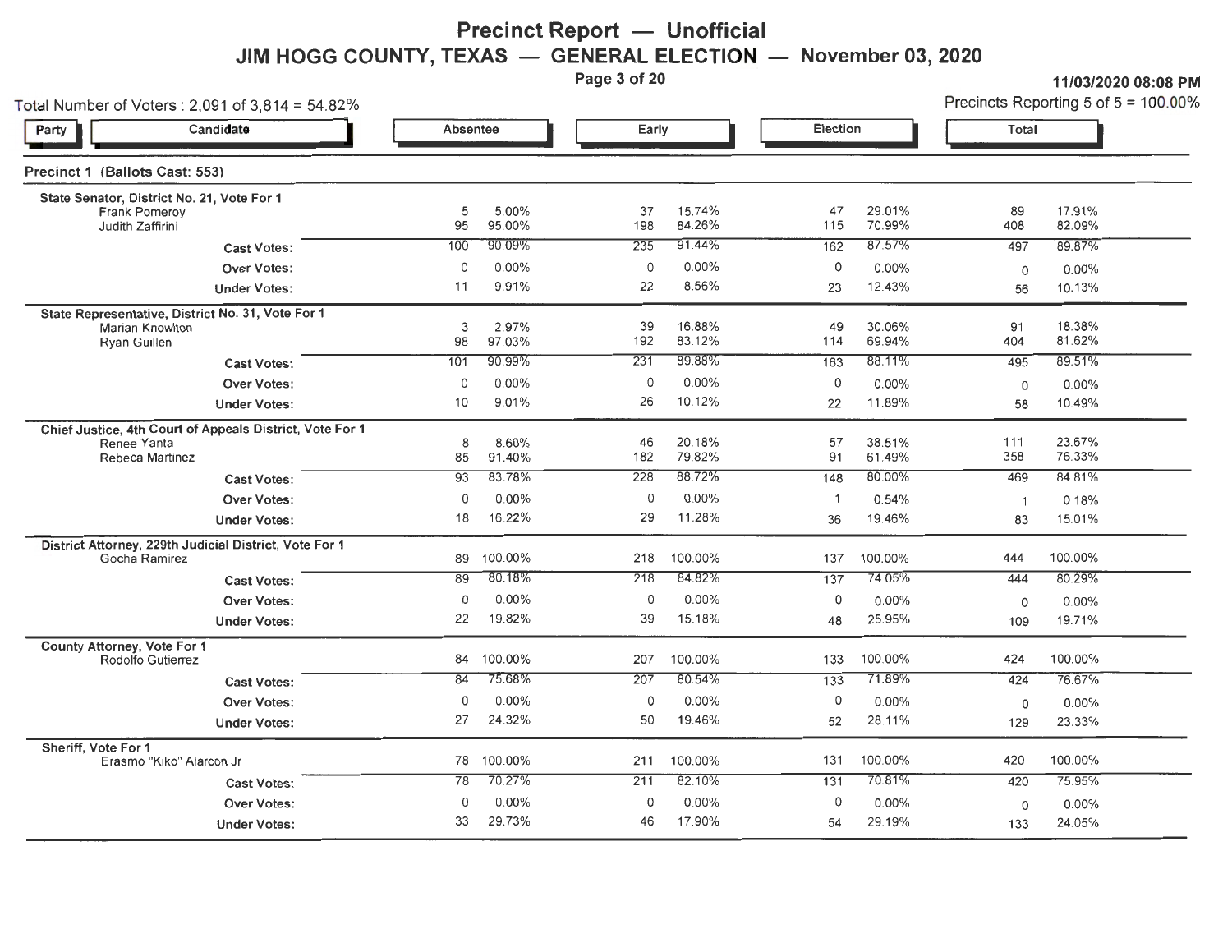# Precinct Report — Unofficial

## JIM HOGG COUNTY, TEXAS — GENERAL ELECTION — November 03, 2020

**11/03/2020 08:08 PM**

Total Number of Voters : 2,091 of 3,814 = 54.82%

Precincts Reporting 5 of 5 = 100.00%

### Precinct 1 (Ballots Cast: 553)

| Party | Candidate | Absentee | | Early | | Election | | Total | |
|---|---|---|---|---|---|---|---|---|---|
| | **State Senator, District No. 21, Vote For 1** | | | | | | | | |
| | Frank Pomeroy | 5 | 5.00% | 37 | 15.74% | 47 | 29.01% | 89 | 17.91% |
| | Judith Zaffirini | 95 | 95.00% | 198 | 84.26% | 115 | 70.99% | 408 | 82.09% |
| | **Cast Votes:** | 100 | 90.09% | 235 | 91.44% | 162 | 87.57% | 497 | 89.87% |
| | **Over Votes:** | 0 | 0.00% | 0 | 0.00% | 0 | 0.00% | 0 | 0.00% |
| | **Under Votes:** | 11 | 9.91% | 22 | 8.56% | 23 | 12.43% | 56 | 10.13% |
| | **State Representative, District No. 31, Vote For 1** | | | | | | | | |
| | Marian Knowlton | 3 | 2.97% | 39 | 16.88% | 49 | 30.06% | 91 | 18.38% |
| | Ryan Guillen | 98 | 97.03% | 192 | 83.12% | 114 | 69.94% | 404 | 81.62% |
| | **Cast Votes:** | 101 | 90.99% | 231 | 89.88% | 163 | 88.11% | 495 | 89.51% |
| | **Over Votes:** | 0 | 0.00% | 0 | 0.00% | 0 | 0.00% | 0 | 0.00% |
| | **Under Votes:** | 10 | 9.01% | 26 | 10.12% | 22 | 11.89% | 58 | 10.49% |
| | **Chief Justice, 4th Court of Appeals District, Vote For 1** | | | | | | | | |
| | Renee Yanta | 8 | 8.60% | 46 | 20.18% | 57 | 38.51% | 111 | 23.67% |
| | Rebeca Martinez | 85 | 91.40% | 182 | 79.82% | 91 | 61.49% | 358 | 76.33% |
| | **Cast Votes:** | 93 | 83.78% | 228 | 88.72% | 148 | 80.00% | 469 | 84.81% |
| | **Over Votes:** | 0 | 0.00% | 0 | 0.00% | 1 | 0.54% | 1 | 0.18% |
| | **Under Votes:** | 18 | 16.22% | 29 | 11.28% | 36 | 19.46% | 83 | 15.01% |
| | **District Attorney, 229th Judicial District, Vote For 1** | | | | | | | | |
| | Gocha Ramirez | 89 | 100.00% | 218 | 100.00% | 137 | 100.00% | 444 | 100.00% |
| | **Cast Votes:** | 89 | 80.18% | 218 | 84.82% | 137 | 74.05% | 444 | 80.29% |
| | **Over Votes:** | 0 | 0.00% | 0 | 0.00% | 0 | 0.00% | 0 | 0.00% |
| | **Under Votes:** | 22 | 19.82% | 39 | 15.18% | 48 | 25.95% | 109 | 19.71% |
| | **County Attorney, Vote For 1** | | | | | | | | |
| | Rodolfo Gutierrez | 84 | 100.00% | 207 | 100.00% | 133 | 100.00% | 424 | 100.00% |
| | **Cast Votes:** | 84 | 75.68% | 207 | 80.54% | 133 | 71.89% | 424 | 76.67% |
| | **Over Votes:** | 0 | 0.00% | 0 | 0.00% | 0 | 0.00% | 0 | 0.00% |
| | **Under Votes:** | 27 | 24.32% | 50 | 19.46% | 52 | 28.11% | 129 | 23.33% |
| | **Sheriff, Vote For 1** | | | | | | | | |
| | Erasmo "Kiko" Alarcon Jr | 78 | 100.00% | 211 | 100.00% | 131 | 100.00% | 420 | 100.00% |
| | **Cast Votes:** | 78 | 70.27% | 211 | 82.10% | 131 | 70.81% | 420 | 75.95% |
| | **Over Votes:** | 0 | 0.00% | 0 | 0.00% | 0 | 0.00% | 0 | 0.00% |
| | **Under Votes:** | 33 | 29.73% | 46 | 17.90% | 54 | 29.19% | 133 | 24.05% |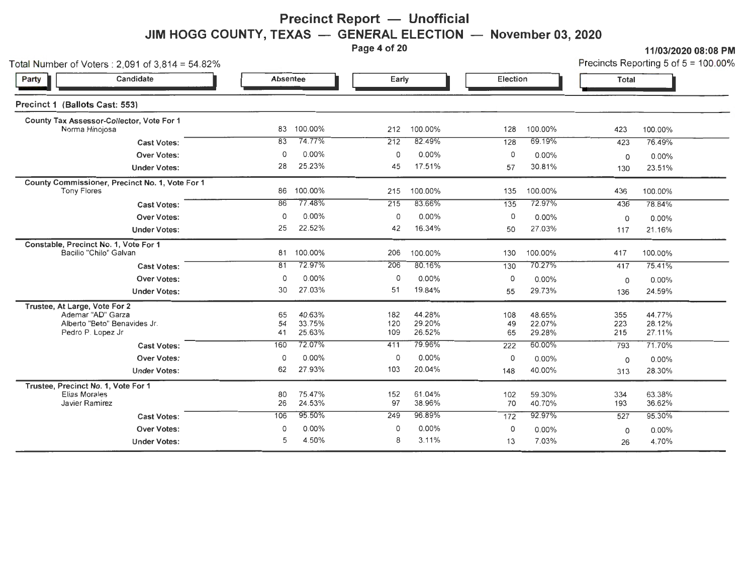# Precinct Report — Unofficial

## JIM HOGG COUNTY, TEXAS — GENERAL ELECTION — November 03, 2020

11/03/2020 08:08 PM

Total Number of Voters : 2,091 of 3,814 = 54.82%

Precincts Reporting 5 of 5 = 100.00%

### Precinct 1 (Ballots Cast: 553)

| Party | Candidate | Absentee | | Early | | Election | | Total | |
|---|---|---|---|---|---|---|---|---|---|
| **County Tax Assessor-Collector, Vote For 1** | | | | | | | | | |
| | Norma Hinojosa | 83 | 100.00% | 212 | 100.00% | 128 | 100.00% | 423 | 100.00% |
| | **Cast Votes:** | 83 | 74.77% | 212 | 82.49% | 128 | 69.19% | 423 | 76.49% |
| | **Over Votes:** | 0 | 0.00% | 0 | 0.00% | 0 | 0.00% | 0 | 0.00% |
| | **Under Votes:** | 28 | 25.23% | 45 | 17.51% | 57 | 30.81% | 130 | 23.51% |
| **County Commissioner, Precinct No. 1, Vote For 1** | | | | | | | | | |
| | Tony Flores | 86 | 100.00% | 215 | 100.00% | 135 | 100.00% | 436 | 100.00% |
| | **Cast Votes:** | 86 | 77.48% | 215 | 83.66% | 135 | 72.97% | 436 | 78.84% |
| | **Over Votes:** | 0 | 0.00% | 0 | 0.00% | 0 | 0.00% | 0 | 0.00% |
| | **Under Votes:** | 25 | 22.52% | 42 | 16.34% | 50 | 27.03% | 117 | 21.16% |
| **Constable, Precinct No. 1, Vote For 1** | | | | | | | | | |
| | Bacilio "Chilo" Galvan | 81 | 100.00% | 206 | 100.00% | 130 | 100.00% | 417 | 100.00% |
| | **Cast Votes:** | 81 | 72.97% | 206 | 80.16% | 130 | 70.27% | 417 | 75.41% |
| | **Over Votes:** | 0 | 0.00% | 0 | 0.00% | 0 | 0.00% | 0 | 0.00% |
| | **Under Votes:** | 30 | 27.03% | 51 | 19.84% | 55 | 29.73% | 136 | 24.59% |
| **Trustee, At Large, Vote For 2** | | | | | | | | | |
| | Ademar "AD" Garza | 65 | 40.63% | 182 | 44.28% | 108 | 48.65% | 355 | 44.77% |
| | Alberto "Beto" Benavides Jr. | 54 | 33.75% | 120 | 29.20% | 49 | 22.07% | 223 | 28.12% |
| | Pedro P. Lopez Jr | 41 | 25.63% | 109 | 26.52% | 65 | 29.28% | 215 | 27.11% |
| | **Cast Votes:** | 160 | 72.07% | 411 | 79.96% | 222 | 60.00% | 793 | 71.70% |
| | **Over Votes:** | 0 | 0.00% | 0 | 0.00% | 0 | 0.00% | 0 | 0.00% |
| | **Under Votes:** | 62 | 27.93% | 103 | 20.04% | 148 | 40.00% | 313 | 28.30% |
| **Trustee, Precinct No. 1, Vote For 1** | | | | | | | | | |
| | Elias Morales | 80 | 75.47% | 152 | 61.04% | 102 | 59.30% | 334 | 63.38% |
| | Javier Ramirez | 26 | 24.53% | 97 | 38.96% | 70 | 40.70% | 193 | 36.62% |
| | **Cast Votes:** | 106 | 95.50% | 249 | 96.89% | 172 | 92.97% | 527 | 95.30% |
| | **Over Votes:** | 0 | 0.00% | 0 | 0.00% | 0 | 0.00% | 0 | 0.00% |
| | **Under Votes:** | 5 | 4.50% | 8 | 3.11% | 13 | 7.03% | 26 | 4.70% |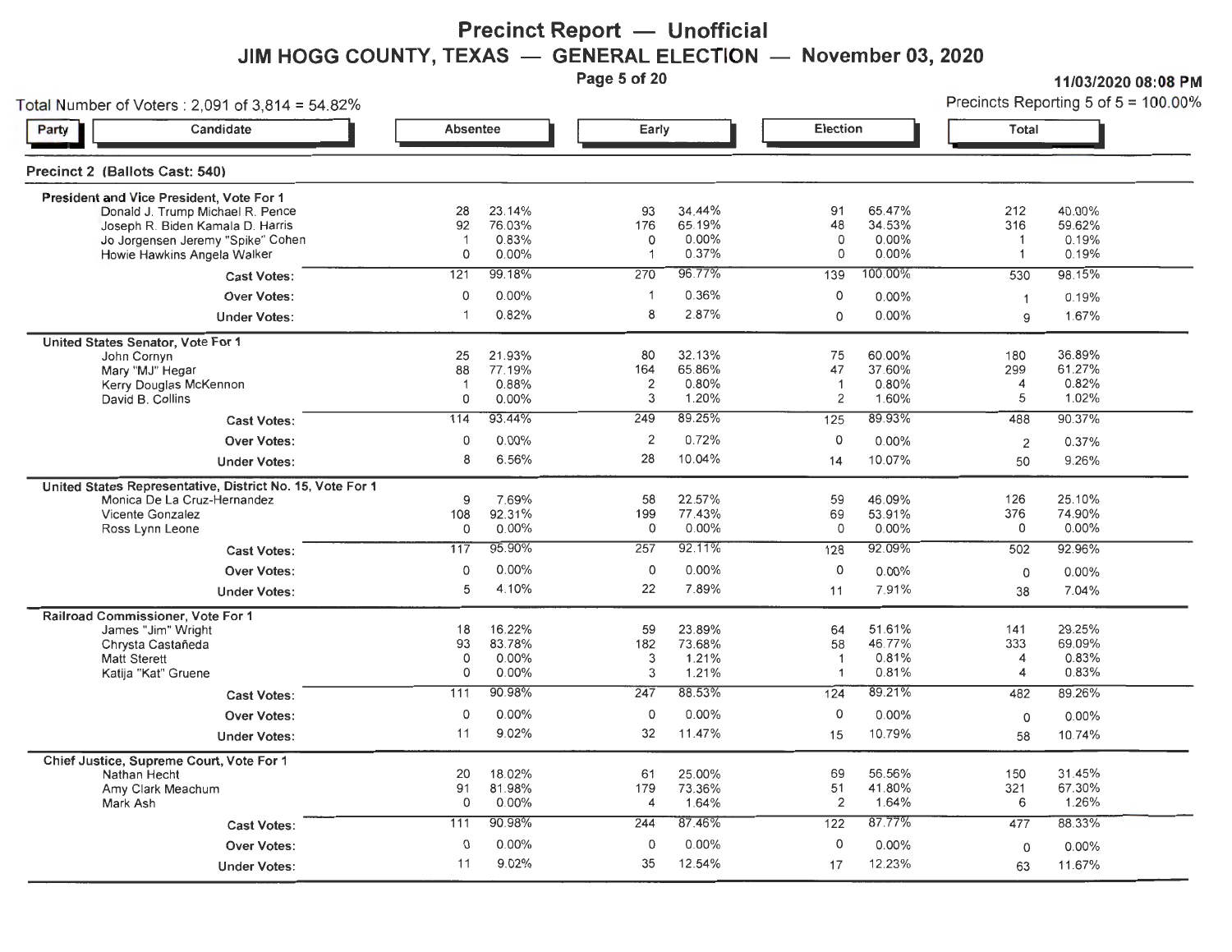# Precinct Report — Unofficial

## JIM HOGG COUNTY, TEXAS — GENERAL ELECTION — November 03, 2020

11/03/2020 08:08 PM

Total Number of Voters : 2,091 of 3,814 = 54.82%

Precincts Reporting 5 of 5 = 100.00%

### Precinct 2 (Ballots Cast: 540)

| Party / Candidate | Absentee | | Early | | Election | | Total | |
|---|---|---|---|---|---|---|---|---|
| **President and Vice President, Vote For 1** | | | | | | | | |
| Donald J. Trump Michael R. Pence | 28 | 23.14% | 93 | 34.44% | 91 | 65.47% | 212 | 40.00% |
| Joseph R. Biden Kamala D. Harris | 92 | 76.03% | 176 | 65.19% | 48 | 34.53% | 316 | 59.62% |
| Jo Jorgensen Jeremy "Spike" Cohen | 1 | 0.83% | 0 | 0.00% | 0 | 0.00% | 1 | 0.19% |
| Howie Hawkins Angela Walker | 0 | 0.00% | 1 | 0.37% | 0 | 0.00% | 1 | 0.19% |
| **Cast Votes:** | 121 | 99.18% | 270 | 96.77% | 139 | 100.00% | 530 | 98.15% |
| **Over Votes:** | 0 | 0.00% | 1 | 0.36% | 0 | 0.00% | 1 | 0.19% |
| **Under Votes:** | 1 | 0.82% | 8 | 2.87% | 0 | 0.00% | 9 | 1.67% |
| **United States Senator, Vote For 1** | | | | | | | | |
| John Cornyn | 25 | 21.93% | 80 | 32.13% | 75 | 60.00% | 180 | 36.89% |
| Mary "MJ" Hegar | 88 | 77.19% | 164 | 65.86% | 47 | 37.60% | 299 | 61.27% |
| Kerry Douglas McKennon | 1 | 0.88% | 2 | 0.80% | 1 | 0.80% | 4 | 0.82% |
| David B. Collins | 0 | 0.00% | 3 | 1.20% | 2 | 1.60% | 5 | 1.02% |
| **Cast Votes:** | 114 | 93.44% | 249 | 89.25% | 125 | 89.93% | 488 | 90.37% |
| **Over Votes:** | 0 | 0.00% | 2 | 0.72% | 0 | 0.00% | 2 | 0.37% |
| **Under Votes:** | 8 | 6.56% | 28 | 10.04% | 14 | 10.07% | 50 | 9.26% |
| **United States Representative, District No. 15, Vote For 1** | | | | | | | | |
| Monica De La Cruz-Hernandez | 9 | 7.69% | 58 | 22.57% | 59 | 46.09% | 126 | 25.10% |
| Vicente Gonzalez | 108 | 92.31% | 199 | 77.43% | 69 | 53.91% | 376 | 74.90% |
| Ross Lynn Leone | 0 | 0.00% | 0 | 0.00% | 0 | 0.00% | 0 | 0.00% |
| **Cast Votes:** | 117 | 95.90% | 257 | 92.11% | 128 | 92.09% | 502 | 92.96% |
| **Over Votes:** | 0 | 0.00% | 0 | 0.00% | 0 | 0.00% | 0 | 0.00% |
| **Under Votes:** | 5 | 4.10% | 22 | 7.89% | 11 | 7.91% | 38 | 7.04% |
| **Railroad Commissioner, Vote For 1** | | | | | | | | |
| James "Jim" Wright | 18 | 16.22% | 59 | 23.89% | 64 | 51.61% | 141 | 29.25% |
| Chrysta Castañeda | 93 | 83.78% | 182 | 73.68% | 58 | 46.77% | 333 | 69.09% |
| Matt Sterett | 0 | 0.00% | 3 | 1.21% | 1 | 0.81% | 4 | 0.83% |
| Katija "Kat" Gruene | 0 | 0.00% | 3 | 1.21% | 1 | 0.81% | 4 | 0.83% |
| **Cast Votes:** | 111 | 90.98% | 247 | 88.53% | 124 | 89.21% | 482 | 89.26% |
| **Over Votes:** | 0 | 0.00% | 0 | 0.00% | 0 | 0.00% | 0 | 0.00% |
| **Under Votes:** | 11 | 9.02% | 32 | 11.47% | 15 | 10.79% | 58 | 10.74% |
| **Chief Justice, Supreme Court, Vote For 1** | | | | | | | | |
| Nathan Hecht | 20 | 18.02% | 61 | 25.00% | 69 | 56.56% | 150 | 31.45% |
| Amy Clark Meachum | 91 | 81.98% | 179 | 73.36% | 51 | 41.80% | 321 | 67.30% |
| Mark Ash | 0 | 0.00% | 4 | 1.64% | 2 | 1.64% | 6 | 1.26% |
| **Cast Votes:** | 111 | 90.98% | 244 | 87.46% | 122 | 87.77% | 477 | 88.33% |
| **Over Votes:** | 0 | 0.00% | 0 | 0.00% | 0 | 0.00% | 0 | 0.00% |
| **Under Votes:** | 11 | 9.02% | 35 | 12.54% | 17 | 12.23% | 63 | 11.67% |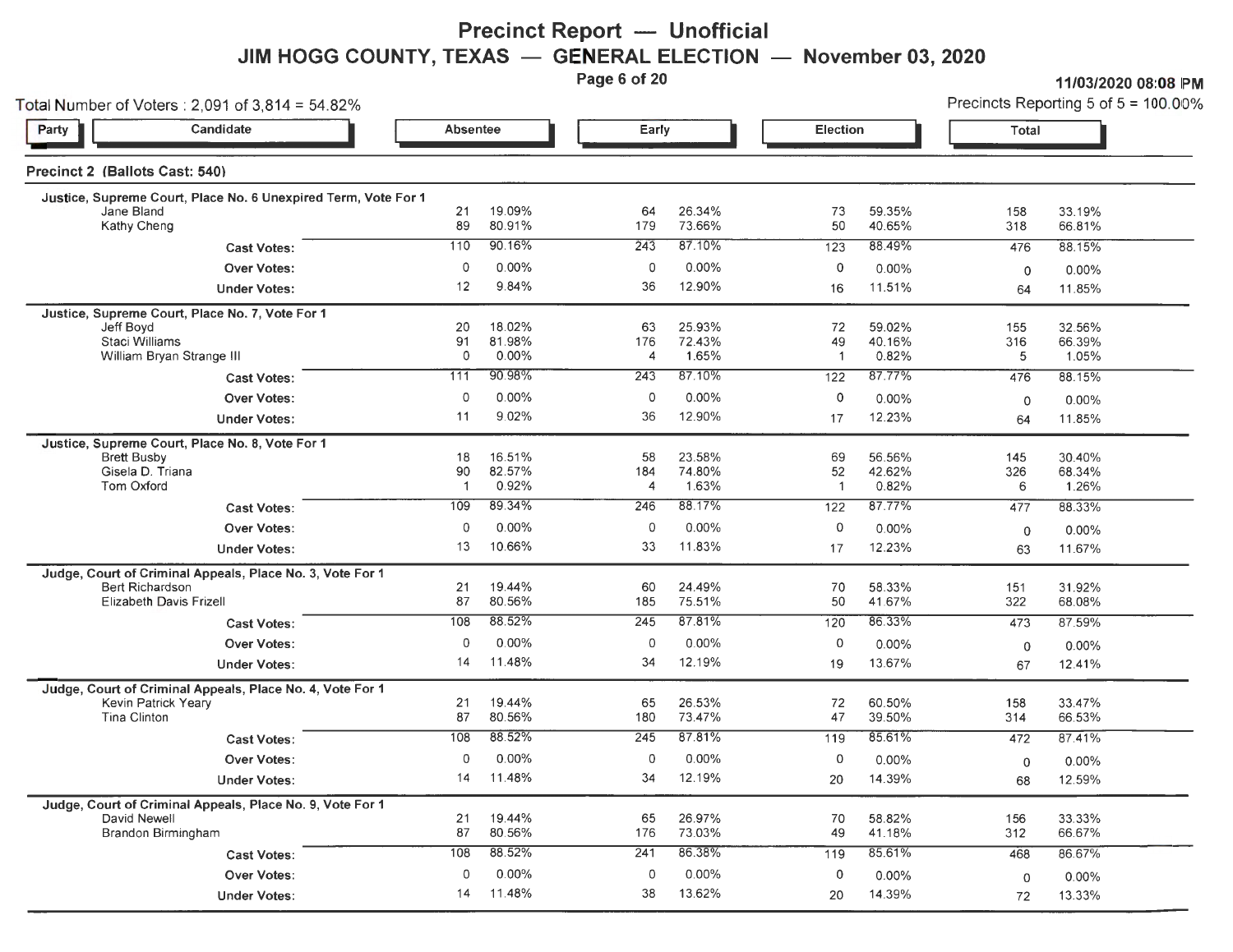# Precinct Report — Unofficial

## JIM HOGG COUNTY, TEXAS — GENERAL ELECTION — November 03, 2020

11/03/2020 08:08 PM

Total Number of Voters : 2,091 of 3,814 = 54.82%

Precincts Reporting 5 of 5 = 100.00%

### Precinct 2 (Ballots Cast: 540)

| Party | Candidate | Absentee | | Early | | Election | | Total | |
|---|---|---|---|---|---|---|---|---|---|
| | **Justice, Supreme Court, Place No. 6 Unexpired Term, Vote For 1** | | | | | | | | |
| | Jane Bland | 21 | 19.09% | 64 | 26.34% | 73 | 59.35% | 158 | 33.19% |
| | Kathy Cheng | 89 | 80.91% | 179 | 73.66% | 50 | 40.65% | 318 | 66.81% |
| | **Cast Votes:** | 110 | 90.16% | 243 | 87.10% | 123 | 88.49% | 476 | 88.15% |
| | **Over Votes:** | 0 | 0.00% | 0 | 0.00% | 0 | 0.00% | 0 | 0.00% |
| | **Under Votes:** | 12 | 9.84% | 36 | 12.90% | 16 | 11.51% | 64 | 11.85% |
| | **Justice, Supreme Court, Place No. 7, Vote For 1** | | | | | | | | |
| | Jeff Boyd | 20 | 18.02% | 63 | 25.93% | 72 | 59.02% | 155 | 32.56% |
| | Staci Williams | 91 | 81.98% | 176 | 72.43% | 49 | 40.16% | 316 | 66.39% |
| | William Bryan Strange III | 0 | 0.00% | 4 | 1.65% | 1 | 0.82% | 5 | 1.05% |
| | **Cast Votes:** | 111 | 90.98% | 243 | 87.10% | 122 | 87.77% | 476 | 88.15% |
| | **Over Votes:** | 0 | 0.00% | 0 | 0.00% | 0 | 0.00% | 0 | 0.00% |
| | **Under Votes:** | 11 | 9.02% | 36 | 12.90% | 17 | 12.23% | 64 | 11.85% |
| | **Justice, Supreme Court, Place No. 8, Vote For 1** | | | | | | | | |
| | Brett Busby | 18 | 16.51% | 58 | 23.58% | 69 | 56.56% | 145 | 30.40% |
| | Gisela D. Triana | 90 | 82.57% | 184 | 74.80% | 52 | 42.62% | 326 | 68.34% |
| | Tom Oxford | 1 | 0.92% | 4 | 1.63% | 1 | 0.82% | 6 | 1.26% |
| | **Cast Votes:** | 109 | 89.34% | 246 | 88.17% | 122 | 87.77% | 477 | 88.33% |
| | **Over Votes:** | 0 | 0.00% | 0 | 0.00% | 0 | 0.00% | 0 | 0.00% |
| | **Under Votes:** | 13 | 10.66% | 33 | 11.83% | 17 | 12.23% | 63 | 11.67% |
| | **Judge, Court of Criminal Appeals, Place No. 3, Vote For 1** | | | | | | | | |
| | Bert Richardson | 21 | 19.44% | 60 | 24.49% | 70 | 58.33% | 151 | 31.92% |
| | Elizabeth Davis Frizell | 87 | 80.56% | 185 | 75.51% | 50 | 41.67% | 322 | 68.08% |
| | **Cast Votes:** | 108 | 88.52% | 245 | 87.81% | 120 | 86.33% | 473 | 87.59% |
| | **Over Votes:** | 0 | 0.00% | 0 | 0.00% | 0 | 0.00% | 0 | 0.00% |
| | **Under Votes:** | 14 | 11.48% | 34 | 12.19% | 19 | 13.67% | 67 | 12.41% |
| | **Judge, Court of Criminal Appeals, Place No. 4, Vote For 1** | | | | | | | | |
| | Kevin Patrick Yeary | 21 | 19.44% | 65 | 26.53% | 72 | 60.50% | 158 | 33.47% |
| | Tina Clinton | 87 | 80.56% | 180 | 73.47% | 47 | 39.50% | 314 | 66.53% |
| | **Cast Votes:** | 108 | 88.52% | 245 | 87.81% | 119 | 85.61% | 472 | 87.41% |
| | **Over Votes:** | 0 | 0.00% | 0 | 0.00% | 0 | 0.00% | 0 | 0.00% |
| | **Under Votes:** | 14 | 11.48% | 34 | 12.19% | 20 | 14.39% | 68 | 12.59% |
| | **Judge, Court of Criminal Appeals, Place No. 9, Vote For 1** | | | | | | | | |
| | David Newell | 21 | 19.44% | 65 | 26.97% | 70 | 58.82% | 156 | 33.33% |
| | Brandon Birmingham | 87 | 80.56% | 176 | 73.03% | 49 | 41.18% | 312 | 66.67% |
| | **Cast Votes:** | 108 | 88.52% | 241 | 86.38% | 119 | 85.61% | 468 | 86.67% |
| | **Over Votes:** | 0 | 0.00% | 0 | 0.00% | 0 | 0.00% | 0 | 0.00% |
| | **Under Votes:** | 14 | 11.48% | 38 | 13.62% | 20 | 14.39% | 72 | 13.33% |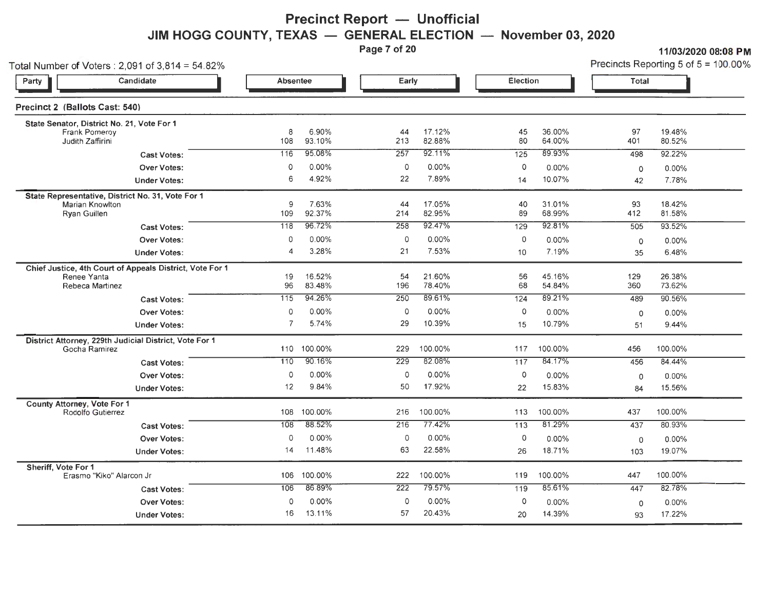# Precinct Report — Unofficial

## JIM HOGG COUNTY, TEXAS — GENERAL ELECTION — November 03, 2020

11/03/2020 08:08 PM

Total Number of Voters : 2,091 of 3,814 = 54.82%

Precincts Reporting 5 of 5 = 100.00%

### Precinct 2 (Ballots Cast: 540)

| Party | Candidate | Absentee | | Early | | Election | | Total | |
|---|---|---|---|---|---|---|---|---|---|
| **State Senator, District No. 21, Vote For 1** | | | | | | | | | |
| | Frank Pomeroy | 8 | 6.90% | 44 | 17.12% | 45 | 36.00% | 97 | 19.48% |
| | Judith Zaffirini | 108 | 93.10% | 213 | 82.88% | 80 | 64.00% | 401 | 80.52% |
| | Cast Votes: | 116 | 95.08% | 257 | 92.11% | 125 | 89.93% | 498 | 92.22% |
| | Over Votes: | 0 | 0.00% | 0 | 0.00% | 0 | 0.00% | 0 | 0.00% |
| | Under Votes: | 6 | 4.92% | 22 | 7.89% | 14 | 10.07% | 42 | 7.78% |
| **State Representative, District No. 31, Vote For 1** | | | | | | | | | |
| | Marian Knowlton | 9 | 7.63% | 44 | 17.05% | 40 | 31.01% | 93 | 18.42% |
| | Ryan Guillen | 109 | 92.37% | 214 | 82.95% | 89 | 68.99% | 412 | 81.58% |
| | Cast Votes: | 118 | 96.72% | 258 | 92.47% | 129 | 92.81% | 505 | 93.52% |
| | Over Votes: | 0 | 0.00% | 0 | 0.00% | 0 | 0.00% | 0 | 0.00% |
| | Under Votes: | 4 | 3.28% | 21 | 7.53% | 10 | 7.19% | 35 | 6.48% |
| **Chief Justice, 4th Court of Appeals District, Vote For 1** | | | | | | | | | |
| | Renee Yanta | 19 | 16.52% | 54 | 21.60% | 56 | 45.16% | 129 | 26.38% |
| | Rebeca Martinez | 96 | 83.48% | 196 | 78.40% | 68 | 54.84% | 360 | 73.62% |
| | Cast Votes: | 115 | 94.26% | 250 | 89.61% | 124 | 89.21% | 489 | 90.56% |
| | Over Votes: | 0 | 0.00% | 0 | 0.00% | 0 | 0.00% | 0 | 0.00% |
| | Under Votes: | 7 | 5.74% | 29 | 10.39% | 15 | 10.79% | 51 | 9.44% |
| **District Attorney, 229th Judicial District, Vote For 1** | | | | | | | | | |
| | Gocha Ramirez | 110 | 100.00% | 229 | 100.00% | 117 | 100.00% | 456 | 100.00% |
| | Cast Votes: | 110 | 90.16% | 229 | 82.08% | 117 | 84.17% | 456 | 84.44% |
| | Over Votes: | 0 | 0.00% | 0 | 0.00% | 0 | 0.00% | 0 | 0.00% |
| | Under Votes: | 12 | 9.84% | 50 | 17.92% | 22 | 15.83% | 84 | 15.56% |
| **County Attorney, Vote For 1** | | | | | | | | | |
| | Rodolfo Gutierrez | 108 | 100.00% | 216 | 100.00% | 113 | 100.00% | 437 | 100.00% |
| | Cast Votes: | 108 | 88.52% | 216 | 77.42% | 113 | 81.29% | 437 | 80.93% |
| | Over Votes: | 0 | 0.00% | 0 | 0.00% | 0 | 0.00% | 0 | 0.00% |
| | Under Votes: | 14 | 11.48% | 63 | 22.58% | 26 | 18.71% | 103 | 19.07% |
| **Sheriff, Vote For 1** | | | | | | | | | |
| | Erasmo "Kiko" Alarcon Jr | 106 | 100.00% | 222 | 100.00% | 119 | 100.00% | 447 | 100.00% |
| | Cast Votes: | 106 | 86.89% | 222 | 79.57% | 119 | 85.61% | 447 | 82.78% |
| | Over Votes: | 0 | 0.00% | 0 | 0.00% | 0 | 0.00% | 0 | 0.00% |
| | Under Votes: | 16 | 13.11% | 57 | 20.43% | 20 | 14.39% | 93 | 17.22% |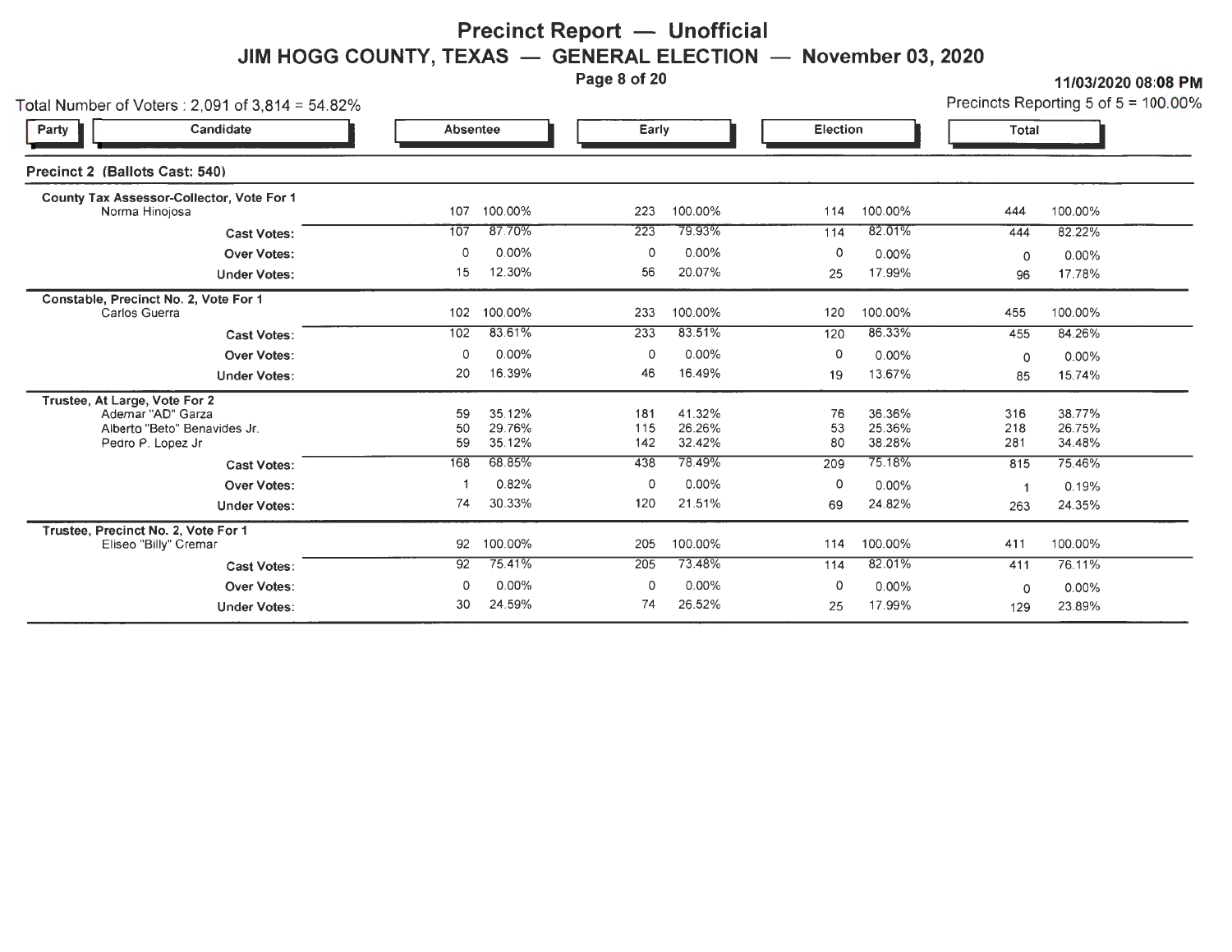# Precinct Report — Unofficial

## JIM HOGG COUNTY, TEXAS — GENERAL ELECTION — November 03, 2020

11/03/2020 08:08 PM

Total Number of Voters : 2,091 of 3,814 = 54.82%

Precincts Reporting 5 of 5 = 100.00%

### Precinct 2 (Ballots Cast: 540)

| Party | Candidate | Absentee | | Early | | Election | | Total | |
|---|---|---|---|---|---|---|---|---|---|
| | **County Tax Assessor-Collector, Vote For 1** | | | | | | | | |
| | Norma Hinojosa | 107 | 100.00% | 223 | 100.00% | 114 | 100.00% | 444 | 100.00% |
| | **Cast Votes:** | 107 | 87.70% | 223 | 79.93% | 114 | 82.01% | 444 | 82.22% |
| | **Over Votes:** | 0 | 0.00% | 0 | 0.00% | 0 | 0.00% | 0 | 0.00% |
| | **Under Votes:** | 15 | 12.30% | 56 | 20.07% | 25 | 17.99% | 96 | 17.78% |
| | **Constable, Precinct No. 2, Vote For 1** | | | | | | | | |
| | Carlos Guerra | 102 | 100.00% | 233 | 100.00% | 120 | 100.00% | 455 | 100.00% |
| | **Cast Votes:** | 102 | 83.61% | 233 | 83.51% | 120 | 86.33% | 455 | 84.26% |
| | **Over Votes:** | 0 | 0.00% | 0 | 0.00% | 0 | 0.00% | 0 | 0.00% |
| | **Under Votes:** | 20 | 16.39% | 46 | 16.49% | 19 | 13.67% | 85 | 15.74% |
| | **Trustee, At Large, Vote For 2** | | | | | | | | |
| | Ademar "AD" Garza | 59 | 35.12% | 181 | 41.32% | 76 | 36.36% | 316 | 38.77% |
| | Alberto "Beto" Benavides Jr. | 50 | 29.76% | 115 | 26.26% | 53 | 25.36% | 218 | 26.75% |
| | Pedro P. Lopez Jr | 59 | 35.12% | 142 | 32.42% | 80 | 38.28% | 281 | 34.48% |
| | **Cast Votes:** | 168 | 68.85% | 438 | 78.49% | 209 | 75.18% | 815 | 75.46% |
| | **Over Votes:** | 1 | 0.82% | 0 | 0.00% | 0 | 0.00% | 1 | 0.19% |
| | **Under Votes:** | 74 | 30.33% | 120 | 21.51% | 69 | 24.82% | 263 | 24.35% |
| | **Trustee, Precinct No. 2, Vote For 1** | | | | | | | | |
| | Eliseo "Billy" Cremar | 92 | 100.00% | 205 | 100.00% | 114 | 100.00% | 411 | 100.00% |
| | **Cast Votes:** | 92 | 75.41% | 205 | 73.48% | 114 | 82.01% | 411 | 76.11% |
| | **Over Votes:** | 0 | 0.00% | 0 | 0.00% | 0 | 0.00% | 0 | 0.00% |
| | **Under Votes:** | 30 | 24.59% | 74 | 26.52% | 25 | 17.99% | 129 | 23.89% |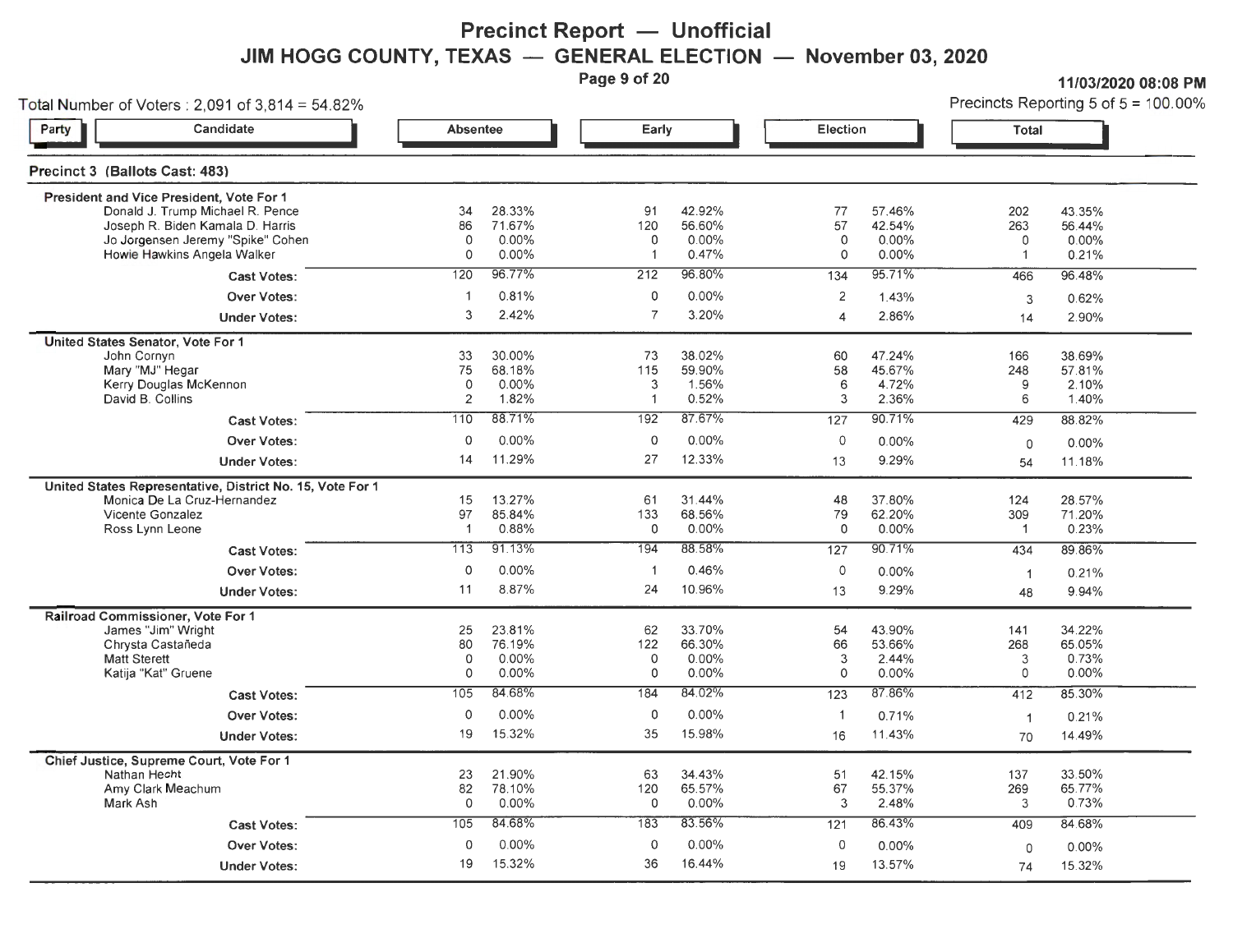# Precinct Report — Unofficial

## JIM HOGG COUNTY, TEXAS — GENERAL ELECTION — November 03, 2020

11/03/2020 08:08 PM

Total Number of Voters : 2,091 of 3,814 = 54.82%

Precincts Reporting 5 of 5 = 100.00%

### Precinct 3 (Ballots Cast: 483)

| Party | Candidate | Absentee | | Early | | Election | | Total | |
|---|---|---|---|---|---|---|---|---|---|
| **President and Vice President, Vote For 1** | | | | | | | | | |
| | Donald J. Trump Michael R. Pence | 34 | 28.33% | 91 | 42.92% | 77 | 57.46% | 202 | 43.35% |
| | Joseph R. Biden Kamala D. Harris | 86 | 71.67% | 120 | 56.60% | 57 | 42.54% | 263 | 56.44% |
| | Jo Jorgensen Jeremy "Spike" Cohen | 0 | 0.00% | 0 | 0.00% | 0 | 0.00% | 0 | 0.00% |
| | Howie Hawkins Angela Walker | 0 | 0.00% | 1 | 0.47% | 0 | 0.00% | 1 | 0.21% |
| | **Cast Votes:** | 120 | 96.77% | 212 | 96.80% | 134 | 95.71% | 466 | 96.48% |
| | **Over Votes:** | 1 | 0.81% | 0 | 0.00% | 2 | 1.43% | 3 | 0.62% |
| | **Under Votes:** | 3 | 2.42% | 7 | 3.20% | 4 | 2.86% | 14 | 2.90% |
| **United States Senator, Vote For 1** | | | | | | | | | |
| | John Cornyn | 33 | 30.00% | 73 | 38.02% | 60 | 47.24% | 166 | 38.69% |
| | Mary "MJ" Hegar | 75 | 68.18% | 115 | 59.90% | 58 | 45.67% | 248 | 57.81% |
| | Kerry Douglas McKennon | 0 | 0.00% | 3 | 1.56% | 6 | 4.72% | 9 | 2.10% |
| | David B. Collins | 2 | 1.82% | 1 | 0.52% | 3 | 2.36% | 6 | 1.40% |
| | **Cast Votes:** | 110 | 88.71% | 192 | 87.67% | 127 | 90.71% | 429 | 88.82% |
| | **Over Votes:** | 0 | 0.00% | 0 | 0.00% | 0 | 0.00% | 0 | 0.00% |
| | **Under Votes:** | 14 | 11.29% | 27 | 12.33% | 13 | 9.29% | 54 | 11.18% |
| **United States Representative, District No. 15, Vote For 1** | | | | | | | | | |
| | Monica De La Cruz-Hernandez | 15 | 13.27% | 61 | 31.44% | 48 | 37.80% | 124 | 28.57% |
| | Vicente Gonzalez | 97 | 85.84% | 133 | 68.56% | 79 | 62.20% | 309 | 71.20% |
| | Ross Lynn Leone | 1 | 0.88% | 0 | 0.00% | 0 | 0.00% | 1 | 0.23% |
| | **Cast Votes:** | 113 | 91.13% | 194 | 88.58% | 127 | 90.71% | 434 | 89.86% |
| | **Over Votes:** | 0 | 0.00% | 1 | 0.46% | 0 | 0.00% | 1 | 0.21% |
| | **Under Votes:** | 11 | 8.87% | 24 | 10.96% | 13 | 9.29% | 48 | 9.94% |
| **Railroad Commissioner, Vote For 1** | | | | | | | | | |
| | James "Jim" Wright | 25 | 23.81% | 62 | 33.70% | 54 | 43.90% | 141 | 34.22% |
| | Chrysta Castañeda | 80 | 76.19% | 122 | 66.30% | 66 | 53.66% | 268 | 65.05% |
| | Matt Sterett | 0 | 0.00% | 0 | 0.00% | 3 | 2.44% | 3 | 0.73% |
| | Katija "Kat" Gruene | 0 | 0.00% | 0 | 0.00% | 0 | 0.00% | 0 | 0.00% |
| | **Cast Votes:** | 105 | 84.68% | 184 | 84.02% | 123 | 87.86% | 412 | 85.30% |
| | **Over Votes:** | 0 | 0.00% | 0 | 0.00% | 1 | 0.71% | 1 | 0.21% |
| | **Under Votes:** | 19 | 15.32% | 35 | 15.98% | 16 | 11.43% | 70 | 14.49% |
| **Chief Justice, Supreme Court, Vote For 1** | | | | | | | | | |
| | Nathan Hecht | 23 | 21.90% | 63 | 34.43% | 51 | 42.15% | 137 | 33.50% |
| | Amy Clark Meachum | 82 | 78.10% | 120 | 65.57% | 67 | 55.37% | 269 | 65.77% |
| | Mark Ash | 0 | 0.00% | 0 | 0.00% | 3 | 2.48% | 3 | 0.73% |
| | **Cast Votes:** | 105 | 84.68% | 183 | 83.56% | 121 | 86.43% | 409 | 84.68% |
| | **Over Votes:** | 0 | 0.00% | 0 | 0.00% | 0 | 0.00% | 0 | 0.00% |
| | **Under Votes:** | 19 | 15.32% | 36 | 16.44% | 19 | 13.57% | 74 | 15.32% |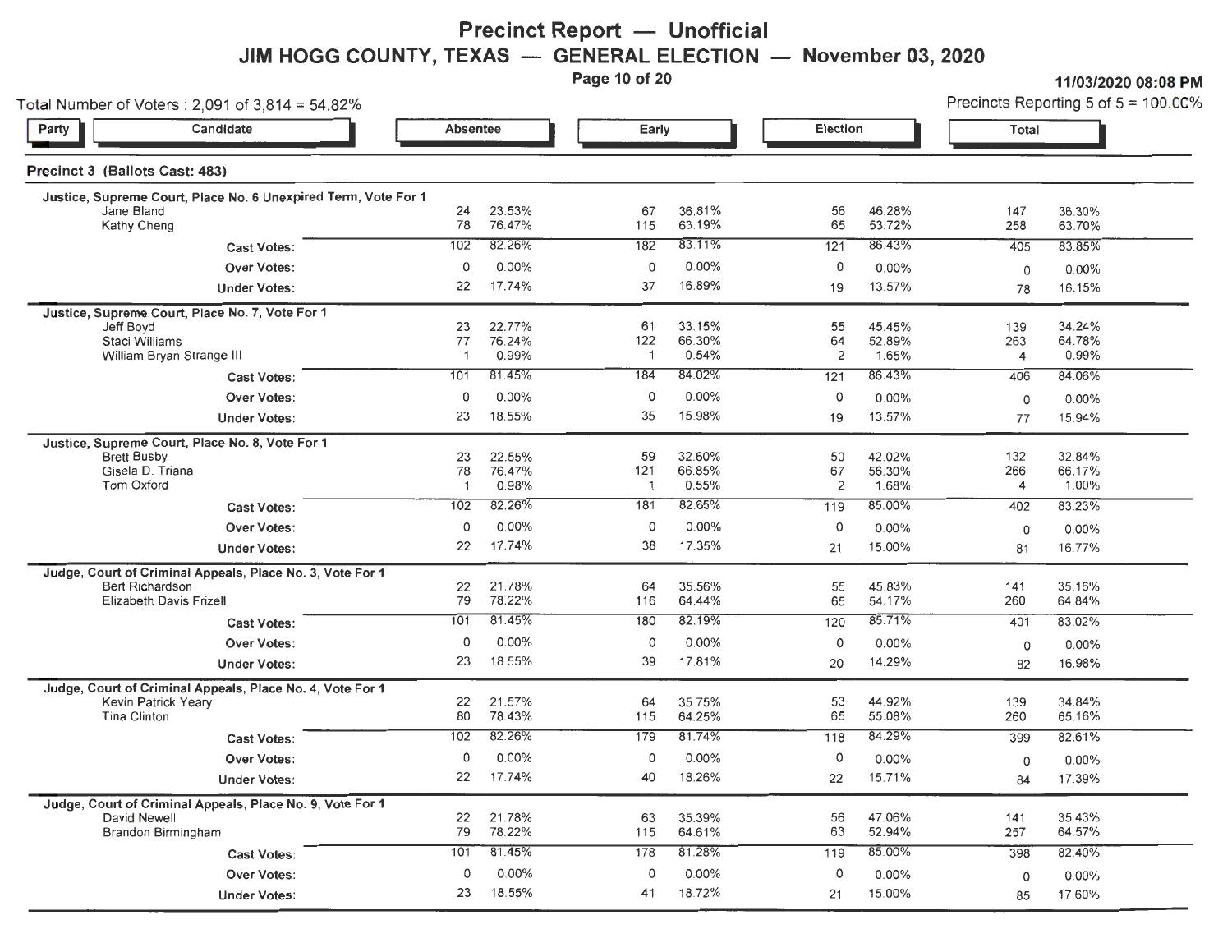# Precinct Report — Unofficial

## JIM HOGG COUNTY, TEXAS — GENERAL ELECTION — November 03, 2020

11/03/2020 08:08 PM

Total Number of Voters : 2,091 of 3,814 = 54.82%

Precincts Reporting 5 of 5 = 100.00%

### Precinct 3 (Ballots Cast: 483)

| Party / Candidate | Absentee | | Early | | Election | | Total | |
|---|---|---|---|---|---|---|---|---|
| **Justice, Supreme Court, Place No. 6 Unexpired Term, Vote For 1** | | | | | | | | |
| Jane Bland | 24 | 23.53% | 67 | 36.81% | 56 | 46.28% | 147 | 36.30% |
| Kathy Cheng | 78 | 76.47% | 115 | 63.19% | 65 | 53.72% | 258 | 63.70% |
| Cast Votes: | 102 | 82.26% | 182 | 83.11% | 121 | 86.43% | 405 | 83.85% |
| Over Votes: | 0 | 0.00% | 0 | 0.00% | 0 | 0.00% | 0 | 0.00% |
| Under Votes: | 22 | 17.74% | 37 | 16.89% | 19 | 13.57% | 78 | 16.15% |
| **Justice, Supreme Court, Place No. 7, Vote For 1** | | | | | | | | |
| Jeff Boyd | 23 | 22.77% | 61 | 33.15% | 55 | 45.45% | 139 | 34.24% |
| Staci Williams | 77 | 76.24% | 122 | 66.30% | 64 | 52.89% | 263 | 64.78% |
| William Bryan Strange III | 1 | 0.99% | 1 | 0.54% | 2 | 1.65% | 4 | 0.99% |
| Cast Votes: | 101 | 81.45% | 184 | 84.02% | 121 | 86.43% | 406 | 84.06% |
| Over Votes: | 0 | 0.00% | 0 | 0.00% | 0 | 0.00% | 0 | 0.00% |
| Under Votes: | 23 | 18.55% | 35 | 15.98% | 19 | 13.57% | 77 | 15.94% |
| **Justice, Supreme Court, Place No. 8, Vote For 1** | | | | | | | | |
| Brett Busby | 23 | 22.55% | 59 | 32.60% | 50 | 42.02% | 132 | 32.84% |
| Gisela D. Triana | 78 | 76.47% | 121 | 66.85% | 67 | 56.30% | 266 | 66.17% |
| Tom Oxford | 1 | 0.98% | 1 | 0.55% | 2 | 1.68% | 4 | 1.00% |
| Cast Votes: | 102 | 82.26% | 181 | 82.65% | 119 | 85.00% | 402 | 83.23% |
| Over Votes: | 0 | 0.00% | 0 | 0.00% | 0 | 0.00% | 0 | 0.00% |
| Under Votes: | 22 | 17.74% | 38 | 17.35% | 21 | 15.00% | 81 | 16.77% |
| **Judge, Court of Criminal Appeals, Place No. 3, Vote For 1** | | | | | | | | |
| Bert Richardson | 22 | 21.78% | 64 | 35.56% | 55 | 45.83% | 141 | 35.16% |
| Elizabeth Davis Frizell | 79 | 78.22% | 116 | 64.44% | 65 | 54.17% | 260 | 64.84% |
| Cast Votes: | 101 | 81.45% | 180 | 82.19% | 120 | 85.71% | 401 | 83.02% |
| Over Votes: | 0 | 0.00% | 0 | 0.00% | 0 | 0.00% | 0 | 0.00% |
| Under Votes: | 23 | 18.55% | 39 | 17.81% | 20 | 14.29% | 82 | 16.98% |
| **Judge, Court of Criminal Appeals, Place No. 4, Vote For 1** | | | | | | | | |
| Kevin Patrick Yeary | 22 | 21.57% | 64 | 35.75% | 53 | 44.92% | 139 | 34.84% |
| Tina Clinton | 80 | 78.43% | 115 | 64.25% | 65 | 55.08% | 260 | 65.16% |
| Cast Votes: | 102 | 82.26% | 179 | 81.74% | 118 | 84.29% | 399 | 82.61% |
| Over Votes: | 0 | 0.00% | 0 | 0.00% | 0 | 0.00% | 0 | 0.00% |
| Under Votes: | 22 | 17.74% | 40 | 18.26% | 22 | 15.71% | 84 | 17.39% |
| **Judge, Court of Criminal Appeals, Place No. 9, Vote For 1** | | | | | | | | |
| David Newell | 22 | 21.78% | 63 | 35.39% | 56 | 47.06% | 141 | 35.43% |
| Brandon Birmingham | 79 | 78.22% | 115 | 64.61% | 63 | 52.94% | 257 | 64.57% |
| Cast Votes: | 101 | 81.45% | 178 | 81.28% | 119 | 85.00% | 398 | 82.40% |
| Over Votes: | 0 | 0.00% | 0 | 0.00% | 0 | 0.00% | 0 | 0.00% |
| Under Votes: | 23 | 18.55% | 41 | 18.72% | 21 | 15.00% | 85 | 17.60% |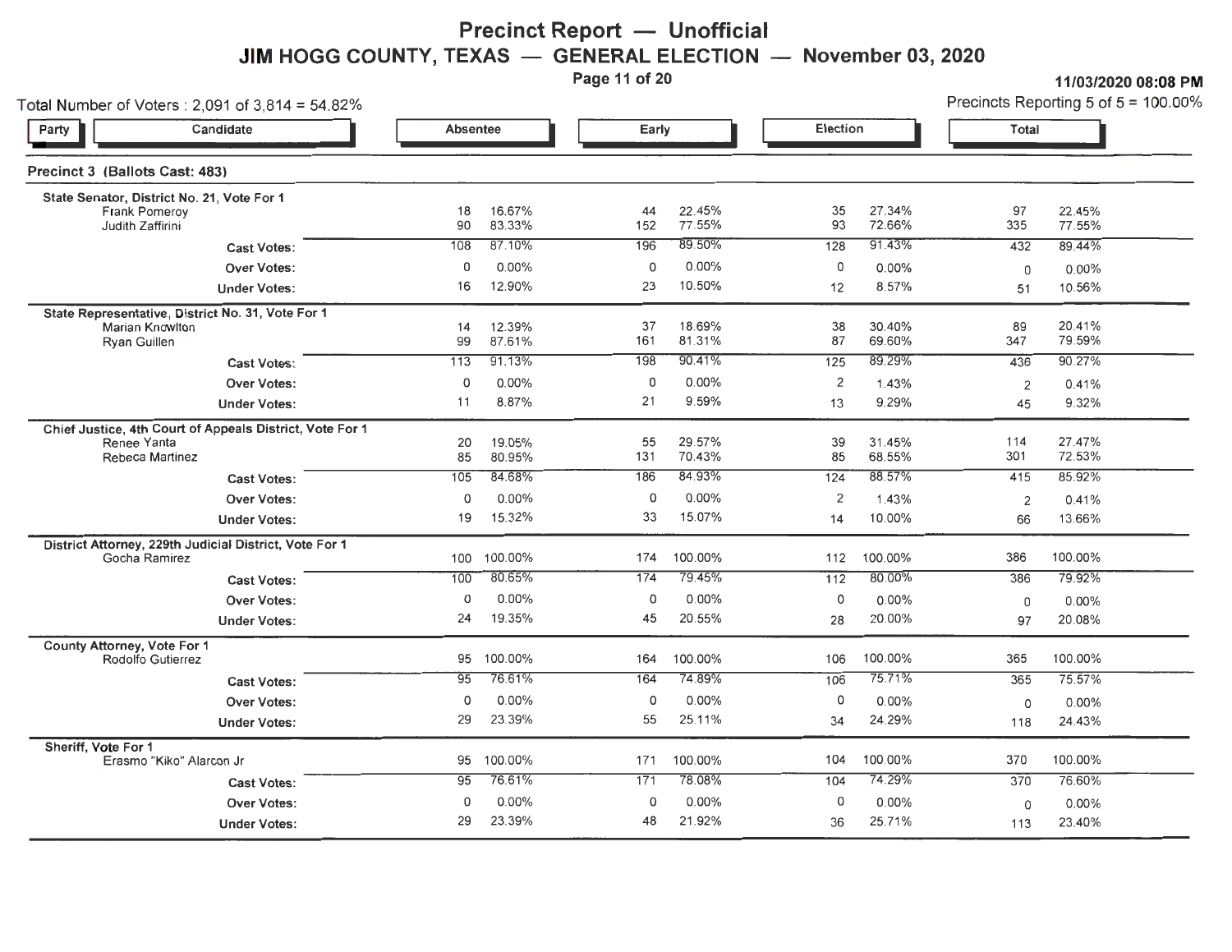# Precinct Report — Unofficial

## JIM HOGG COUNTY, TEXAS — GENERAL ELECTION — November 03, 2020

11/03/2020 08:08 PM

Total Number of Voters : 2,091 of 3,814 = 54.82%

Precincts Reporting 5 of 5 = 100.00%

### Precinct 3 (Ballots Cast: 483)

| Party | Candidate | Absentee | | Early | | Election | | Total | |
|---|---|---|---|---|---|---|---|---|---|
| **State Senator, District No. 21, Vote For 1** | | | | | | | | | |
| | Frank Pomeroy | 18 | 16.67% | 44 | 22.45% | 35 | 27.34% | 97 | 22.45% |
| | Judith Zaffirini | 90 | 83.33% | 152 | 77.55% | 93 | 72.66% | 335 | 77.55% |
| | Cast Votes: | 108 | 87.10% | 196 | 89.50% | 128 | 91.43% | 432 | 89.44% |
| | Over Votes: | 0 | 0.00% | 0 | 0.00% | 0 | 0.00% | 0 | 0.00% |
| | Under Votes: | 16 | 12.90% | 23 | 10.50% | 12 | 8.57% | 51 | 10.56% |
| **State Representative, District No. 31, Vote For 1** | | | | | | | | | |
| | Marian Knowlton | 14 | 12.39% | 37 | 18.69% | 38 | 30.40% | 89 | 20.41% |
| | Ryan Guillen | 99 | 87.61% | 161 | 81.31% | 87 | 69.60% | 347 | 79.59% |
| | Cast Votes: | 113 | 91.13% | 198 | 90.41% | 125 | 89.29% | 436 | 90.27% |
| | Over Votes: | 0 | 0.00% | 0 | 0.00% | 2 | 1.43% | 2 | 0.41% |
| | Under Votes: | 11 | 8.87% | 21 | 9.59% | 13 | 9.29% | 45 | 9.32% |
| **Chief Justice, 4th Court of Appeals District, Vote For 1** | | | | | | | | | |
| | Renee Yanta | 20 | 19.05% | 55 | 29.57% | 39 | 31.45% | 114 | 27.47% |
| | Rebeca Martinez | 85 | 80.95% | 131 | 70.43% | 85 | 68.55% | 301 | 72.53% |
| | Cast Votes: | 105 | 84.68% | 186 | 84.93% | 124 | 88.57% | 415 | 85.92% |
| | Over Votes: | 0 | 0.00% | 0 | 0.00% | 2 | 1.43% | 2 | 0.41% |
| | Under Votes: | 19 | 15.32% | 33 | 15.07% | 14 | 10.00% | 66 | 13.66% |
| **District Attorney, 229th Judicial District, Vote For 1** | | | | | | | | | |
| | Gocha Ramirez | 100 | 100.00% | 174 | 100.00% | 112 | 100.00% | 386 | 100.00% |
| | Cast Votes: | 100 | 80.65% | 174 | 79.45% | 112 | 80.00% | 386 | 79.92% |
| | Over Votes: | 0 | 0.00% | 0 | 0.00% | 0 | 0.00% | 0 | 0.00% |
| | Under Votes: | 24 | 19.35% | 45 | 20.55% | 28 | 20.00% | 97 | 20.08% |
| **County Attorney, Vote For 1** | | | | | | | | | |
| | Rodolfo Gutierrez | 95 | 100.00% | 164 | 100.00% | 106 | 100.00% | 365 | 100.00% |
| | Cast Votes: | 95 | 76.61% | 164 | 74.89% | 106 | 75.71% | 365 | 75.57% |
| | Over Votes: | 0 | 0.00% | 0 | 0.00% | 0 | 0.00% | 0 | 0.00% |
| | Under Votes: | 29 | 23.39% | 55 | 25.11% | 34 | 24.29% | 118 | 24.43% |
| **Sheriff, Vote For 1** | | | | | | | | | |
| | Erasmo "Kiko" Alarcon Jr | 95 | 100.00% | 171 | 100.00% | 104 | 100.00% | 370 | 100.00% |
| | Cast Votes: | 95 | 76.61% | 171 | 78.08% | 104 | 74.29% | 370 | 76.60% |
| | Over Votes: | 0 | 0.00% | 0 | 0.00% | 0 | 0.00% | 0 | 0.00% |
| | Under Votes: | 29 | 23.39% | 48 | 21.92% | 36 | 25.71% | 113 | 23.40% |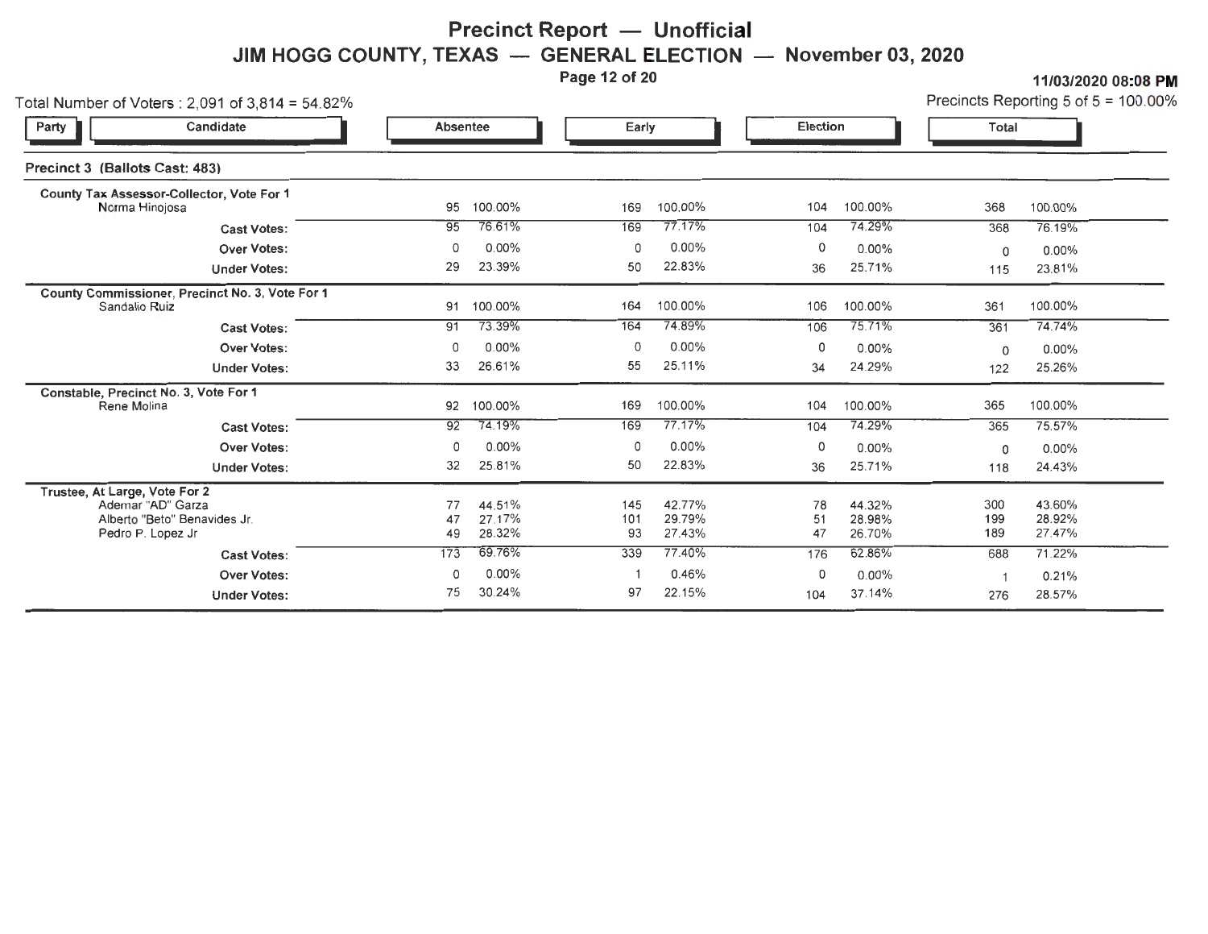# Precinct Report — Unofficial

## JIM HOGG COUNTY, TEXAS — GENERAL ELECTION — November 03, 2020

11/03/2020 08:08 PM

Total Number of Voters : 2,091 of 3,814 = 54.82%

Precincts Reporting 5 of 5 = 100.00%

### Precinct 3 (Ballots Cast: 483)

| Party | Candidate | Absentee | | Early | | Election | | Total | |
|---|---|---|---|---|---|---|---|---|---|
| | **County Tax Assessor-Collector, Vote For 1** | | | | | | | | |
| | Norma Hinojosa | 95 | 100.00% | 169 | 100.00% | 104 | 100.00% | 368 | 100.00% |
| | **Cast Votes:** | 95 | 76.61% | 169 | 77.17% | 104 | 74.29% | 368 | 76.19% |
| | **Over Votes:** | 0 | 0.00% | 0 | 0.00% | 0 | 0.00% | 0 | 0.00% |
| | **Under Votes:** | 29 | 23.39% | 50 | 22.83% | 36 | 25.71% | 115 | 23.81% |
| | **County Commissioner, Precinct No. 3, Vote For 1** | | | | | | | | |
| | Sandalio Ruiz | 91 | 100.00% | 164 | 100.00% | 106 | 100.00% | 361 | 100.00% |
| | **Cast Votes:** | 91 | 73.39% | 164 | 74.89% | 106 | 75.71% | 361 | 74.74% |
| | **Over Votes:** | 0 | 0.00% | 0 | 0.00% | 0 | 0.00% | 0 | 0.00% |
| | **Under Votes:** | 33 | 26.61% | 55 | 25.11% | 34 | 24.29% | 122 | 25.26% |
| | **Constable, Precinct No. 3, Vote For 1** | | | | | | | | |
| | Rene Molina | 92 | 100.00% | 169 | 100.00% | 104 | 100.00% | 365 | 100.00% |
| | **Cast Votes:** | 92 | 74.19% | 169 | 77.17% | 104 | 74.29% | 365 | 75.57% |
| | **Over Votes:** | 0 | 0.00% | 0 | 0.00% | 0 | 0.00% | 0 | 0.00% |
| | **Under Votes:** | 32 | 25.81% | 50 | 22.83% | 36 | 25.71% | 118 | 24.43% |
| | **Trustee, At Large, Vote For 2** | | | | | | | | |
| | Ademar "AD" Garza | 77 | 44.51% | 145 | 42.77% | 78 | 44.32% | 300 | 43.60% |
| | Alberto "Beto" Benavides Jr. | 47 | 27.17% | 101 | 29.79% | 51 | 28.98% | 199 | 28.92% |
| | Pedro P. Lopez Jr | 49 | 28.32% | 93 | 27.43% | 47 | 26.70% | 189 | 27.47% |
| | **Cast Votes:** | 173 | 69.76% | 339 | 77.40% | 176 | 62.86% | 688 | 71.22% |
| | **Over Votes:** | 0 | 0.00% | 1 | 0.46% | 0 | 0.00% | 1 | 0.21% |
| | **Under Votes:** | 75 | 30.24% | 97 | 22.15% | 104 | 37.14% | 276 | 28.57% |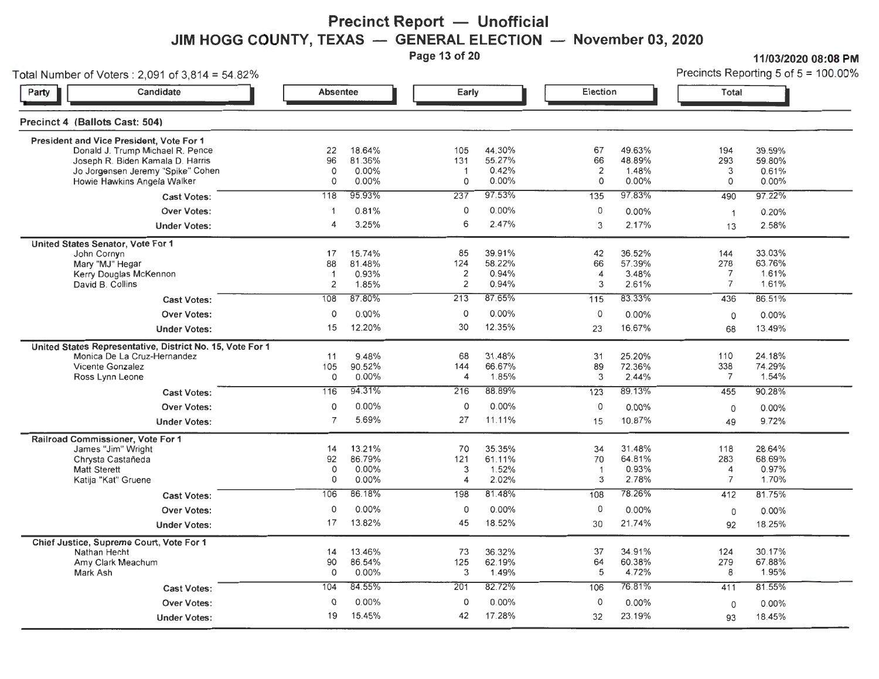# Precinct Report — Unofficial

## JIM HOGG COUNTY, TEXAS — GENERAL ELECTION — November 03, 2020

**11/03/2020 08:08 PM**

Total Number of Voters : 2,091 of 3,814 = 54.82%

Precincts Reporting 5 of 5 = 100.00%

### Precinct 4 (Ballots Cast: 504)

| Party | Candidate | Absentee | | Early | | Election | | Total | |
|---|---|---|---|---|---|---|---|---|---|
| | **President and Vice President, Vote For 1** | | | | | | | | |
| | Donald J. Trump Michael R. Pence | 22 | 18.64% | 105 | 44.30% | 67 | 49.63% | 194 | 39.59% |
| | Joseph R. Biden Kamala D. Harris | 96 | 81.36% | 131 | 55.27% | 66 | 48.89% | 293 | 59.80% |
| | Jo Jorgensen Jeremy "Spike" Cohen | 0 | 0.00% | 1 | 0.42% | 2 | 1.48% | 3 | 0.61% |
| | Howie Hawkins Angela Walker | 0 | 0.00% | 0 | 0.00% | 0 | 0.00% | 0 | 0.00% |
| | Cast Votes: | 118 | 95.93% | 237 | 97.53% | 135 | 97.83% | 490 | 97.22% |
| | Over Votes: | 1 | 0.81% | 0 | 0.00% | 0 | 0.00% | 1 | 0.20% |
| | Under Votes: | 4 | 3.25% | 6 | 2.47% | 3 | 2.17% | 13 | 2.58% |
| | **United States Senator, Vote For 1** | | | | | | | | |
| | John Cornyn | 17 | 15.74% | 85 | 39.91% | 42 | 36.52% | 144 | 33.03% |
| | Mary "MJ" Hegar | 88 | 81.48% | 124 | 58.22% | 66 | 57.39% | 278 | 63.76% |
| | Kerry Douglas McKennon | 1 | 0.93% | 2 | 0.94% | 4 | 3.48% | 7 | 1.61% |
| | David B. Collins | 2 | 1.85% | 2 | 0.94% | 3 | 2.61% | 7 | 1.61% |
| | Cast Votes: | 108 | 87.80% | 213 | 87.65% | 115 | 83.33% | 436 | 86.51% |
| | Over Votes: | 0 | 0.00% | 0 | 0.00% | 0 | 0.00% | 0 | 0.00% |
| | Under Votes: | 15 | 12.20% | 30 | 12.35% | 23 | 16.67% | 68 | 13.49% |
| | **United States Representative, District No. 15, Vote For 1** | | | | | | | | |
| | Monica De La Cruz-Hernandez | 11 | 9.48% | 68 | 31.48% | 31 | 25.20% | 110 | 24.18% |
| | Vicente Gonzalez | 105 | 90.52% | 144 | 66.67% | 89 | 72.36% | 338 | 74.29% |
| | Ross Lynn Leone | 0 | 0.00% | 4 | 1.85% | 3 | 2.44% | 7 | 1.54% |
| | Cast Votes: | 116 | 94.31% | 216 | 88.89% | 123 | 89.13% | 455 | 90.28% |
| | Over Votes: | 0 | 0.00% | 0 | 0.00% | 0 | 0.00% | 0 | 0.00% |
| | Under Votes: | 7 | 5.69% | 27 | 11.11% | 15 | 10.87% | 49 | 9.72% |
| | **Railroad Commissioner, Vote For 1** | | | | | | | | |
| | James "Jim" Wright | 14 | 13.21% | 70 | 35.35% | 34 | 31.48% | 118 | 28.64% |
| | Chrysta Castañeda | 92 | 86.79% | 121 | 61.11% | 70 | 64.81% | 283 | 68.69% |
| | Matt Sterett | 0 | 0.00% | 3 | 1.52% | 1 | 0.93% | 4 | 0.97% |
| | Katija "Kat" Gruene | 0 | 0.00% | 4 | 2.02% | 3 | 2.78% | 7 | 1.70% |
| | Cast Votes: | 106 | 86.18% | 198 | 81.48% | 108 | 78.26% | 412 | 81.75% |
| | Over Votes: | 0 | 0.00% | 0 | 0.00% | 0 | 0.00% | 0 | 0.00% |
| | Under Votes: | 17 | 13.82% | 45 | 18.52% | 30 | 21.74% | 92 | 18.25% |
| | **Chief Justice, Supreme Court, Vote For 1** | | | | | | | | |
| | Nathan Hecht | 14 | 13.46% | 73 | 36.32% | 37 | 34.91% | 124 | 30.17% |
| | Amy Clark Meachum | 90 | 86.54% | 125 | 62.19% | 64 | 60.38% | 279 | 67.88% |
| | Mark Ash | 0 | 0.00% | 3 | 1.49% | 5 | 4.72% | 8 | 1.95% |
| | Cast Votes: | 104 | 84.55% | 201 | 82.72% | 106 | 76.81% | 411 | 81.55% |
| | Over Votes: | 0 | 0.00% | 0 | 0.00% | 0 | 0.00% | 0 | 0.00% |
| | Under Votes: | 19 | 15.45% | 42 | 17.28% | 32 | 23.19% | 93 | 18.45% |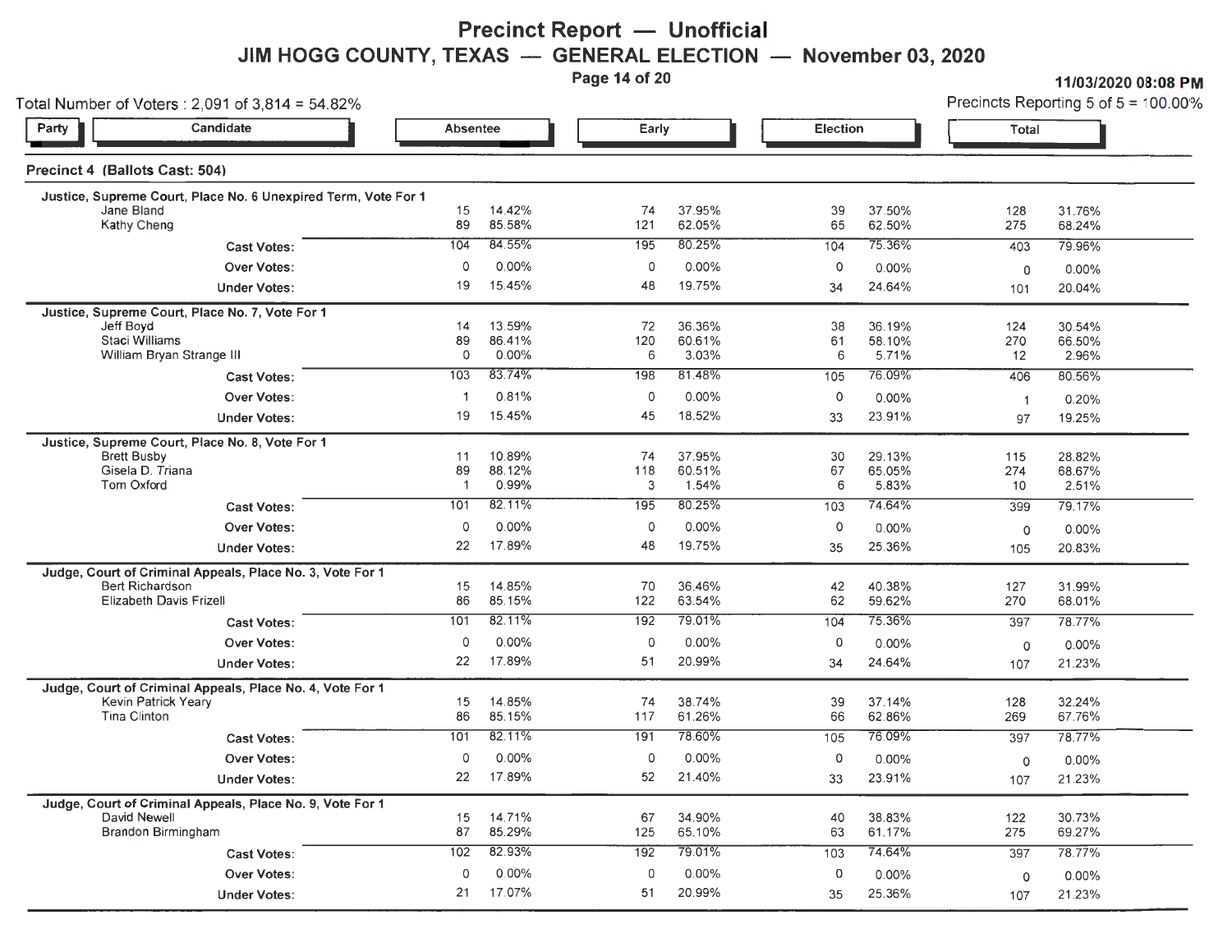# Precinct Report — Unofficial

## JIM HOGG COUNTY, TEXAS — GENERAL ELECTION — November 03, 2020

11/03/2020 08:08 PM

Total Number of Voters : 2,091 of 3,814 = 54.82%

Precincts Reporting 5 of 5 = 100.00%

### Precinct 4 (Ballots Cast: 504)

| Party | Candidate | Absentee | | Early | | Election | | Total | |
|---|---|---|---|---|---|---|---|---|---|
| | **Justice, Supreme Court, Place No. 6 Unexpired Term, Vote For 1** | | | | | | | | |
| | Jane Bland | 15 | 14.42% | 74 | 37.95% | 39 | 37.50% | 128 | 31.76% |
| | Kathy Cheng | 89 | 85.58% | 121 | 62.05% | 65 | 62.50% | 275 | 68.24% |
| | **Cast Votes:** | 104 | 84.55% | 195 | 80.25% | 104 | 75.36% | 403 | 79.96% |
| | **Over Votes:** | 0 | 0.00% | 0 | 0.00% | 0 | 0.00% | 0 | 0.00% |
| | **Under Votes:** | 19 | 15.45% | 48 | 19.75% | 34 | 24.64% | 101 | 20.04% |
| | **Justice, Supreme Court, Place No. 7, Vote For 1** | | | | | | | | |
| | Jeff Boyd | 14 | 13.59% | 72 | 36.36% | 38 | 36.19% | 124 | 30.54% |
| | Staci Williams | 89 | 86.41% | 120 | 60.61% | 61 | 58.10% | 270 | 66.50% |
| | William Bryan Strange III | 0 | 0.00% | 6 | 3.03% | 6 | 5.71% | 12 | 2.96% |
| | **Cast Votes:** | 103 | 83.74% | 198 | 81.48% | 105 | 76.09% | 406 | 80.56% |
| | **Over Votes:** | 1 | 0.81% | 0 | 0.00% | 0 | 0.00% | 1 | 0.20% |
| | **Under Votes:** | 19 | 15.45% | 45 | 18.52% | 33 | 23.91% | 97 | 19.25% |
| | **Justice, Supreme Court, Place No. 8, Vote For 1** | | | | | | | | |
| | Brett Busby | 11 | 10.89% | 74 | 37.95% | 30 | 29.13% | 115 | 28.82% |
| | Gisela D. Triana | 89 | 88.12% | 118 | 60.51% | 67 | 65.05% | 274 | 68.67% |
| | Tom Oxford | 1 | 0.99% | 3 | 1.54% | 6 | 5.83% | 10 | 2.51% |
| | **Cast Votes:** | 101 | 82.11% | 195 | 80.25% | 103 | 74.64% | 399 | 79.17% |
| | **Over Votes:** | 0 | 0.00% | 0 | 0.00% | 0 | 0.00% | 0 | 0.00% |
| | **Under Votes:** | 22 | 17.89% | 48 | 19.75% | 35 | 25.36% | 105 | 20.83% |
| | **Judge, Court of Criminal Appeals, Place No. 3, Vote For 1** | | | | | | | | |
| | Bert Richardson | 15 | 14.85% | 70 | 36.46% | 42 | 40.38% | 127 | 31.99% |
| | Elizabeth Davis Frizell | 86 | 85.15% | 122 | 63.54% | 62 | 59.62% | 270 | 68.01% |
| | **Cast Votes:** | 101 | 82.11% | 192 | 79.01% | 104 | 75.36% | 397 | 78.77% |
| | **Over Votes:** | 0 | 0.00% | 0 | 0.00% | 0 | 0.00% | 0 | 0.00% |
| | **Under Votes:** | 22 | 17.89% | 51 | 20.99% | 34 | 24.64% | 107 | 21.23% |
| | **Judge, Court of Criminal Appeals, Place No. 4, Vote For 1** | | | | | | | | |
| | Kevin Patrick Yeary | 15 | 14.85% | 74 | 38.74% | 39 | 37.14% | 128 | 32.24% |
| | Tina Clinton | 86 | 85.15% | 117 | 61.26% | 66 | 62.86% | 269 | 67.76% |
| | **Cast Votes:** | 101 | 82.11% | 191 | 78.60% | 105 | 76.09% | 397 | 78.77% |
| | **Over Votes:** | 0 | 0.00% | 0 | 0.00% | 0 | 0.00% | 0 | 0.00% |
| | **Under Votes:** | 22 | 17.89% | 52 | 21.40% | 33 | 23.91% | 107 | 21.23% |
| | **Judge, Court of Criminal Appeals, Place No. 9, Vote For 1** | | | | | | | | |
| | David Newell | 15 | 14.71% | 67 | 34.90% | 40 | 38.83% | 122 | 30.73% |
| | Brandon Birmingham | 87 | 85.29% | 125 | 65.10% | 63 | 61.17% | 275 | 69.27% |
| | **Cast Votes:** | 102 | 82.93% | 192 | 79.01% | 103 | 74.64% | 397 | 78.77% |
| | **Over Votes:** | 0 | 0.00% | 0 | 0.00% | 0 | 0.00% | 0 | 0.00% |
| | **Under Votes:** | 21 | 17.07% | 51 | 20.99% | 35 | 25.36% | 107 | 21.23% |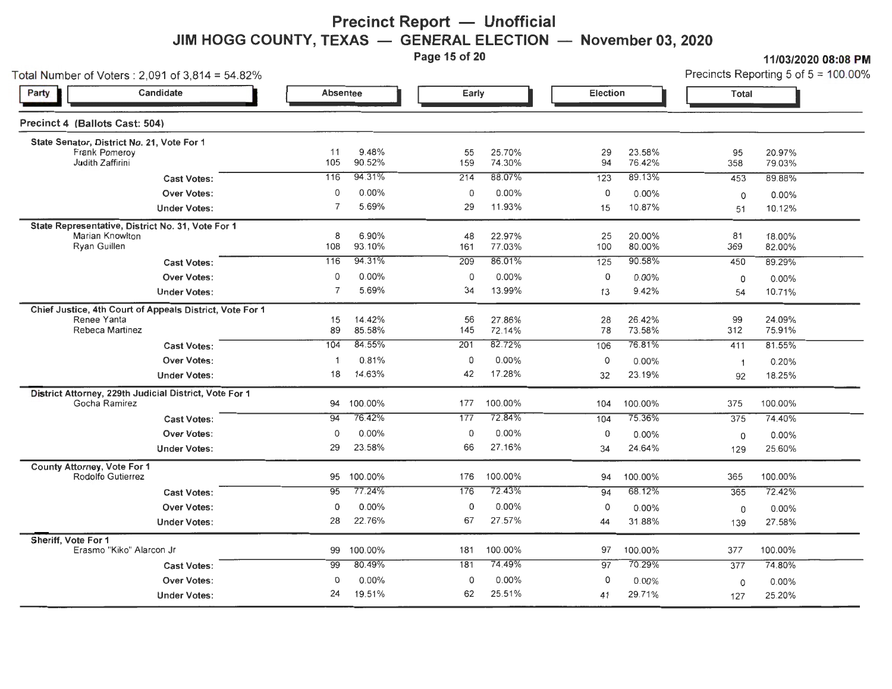# Precinct Report — Unofficial

## JIM HOGG COUNTY, TEXAS — GENERAL ELECTION — November 03, 2020

**11/03/2020 08:08 PM**

Total Number of Voters : 2,091 of 3,814 = 54.82%

Precincts Reporting 5 of 5 = 100.00%

### Precinct 4 (Ballots Cast: 504)

| Party | Candidate | Absentee | | Early | | Election | | Total | |
|---|---|---|---|---|---|---|---|---|---|
| | **State Senator, District No. 21, Vote For 1** | | | | | | | | |
| | Frank Pomeroy | 11 | 9.48% | 55 | 25.70% | 29 | 23.58% | 95 | 20.97% |
| | Judith Zaffirini | 105 | 90.52% | 159 | 74.30% | 94 | 76.42% | 358 | 79.03% |
| | **Cast Votes:** | 116 | 94.31% | 214 | 88.07% | 123 | 89.13% | 453 | 89.88% |
| | **Over Votes:** | 0 | 0.00% | 0 | 0.00% | 0 | 0.00% | 0 | 0.00% |
| | **Under Votes:** | 7 | 5.69% | 29 | 11.93% | 15 | 10.87% | 51 | 10.12% |
| | **State Representative, District No. 31, Vote For 1** | | | | | | | | |
| | Marian Knowlton | 8 | 6.90% | 48 | 22.97% | 25 | 20.00% | 81 | 18.00% |
| | Ryan Guillen | 108 | 93.10% | 161 | 77.03% | 100 | 80.00% | 369 | 82.00% |
| | **Cast Votes:** | 116 | 94.31% | 209 | 86.01% | 125 | 90.58% | 450 | 89.29% |
| | **Over Votes:** | 0 | 0.00% | 0 | 0.00% | 0 | 0.00% | 0 | 0.00% |
| | **Under Votes:** | 7 | 5.69% | 34 | 13.99% | 13 | 9.42% | 54 | 10.71% |
| | **Chief Justice, 4th Court of Appeals District, Vote For 1** | | | | | | | | |
| | Renee Yanta | 15 | 14.42% | 56 | 27.86% | 28 | 26.42% | 99 | 24.09% |
| | Rebeca Martinez | 89 | 85.58% | 145 | 72.14% | 78 | 73.58% | 312 | 75.91% |
| | **Cast Votes:** | 104 | 84.55% | 201 | 82.72% | 106 | 76.81% | 411 | 81.55% |
| | **Over Votes:** | 1 | 0.81% | 0 | 0.00% | 0 | 0.00% | 1 | 0.20% |
| | **Under Votes:** | 18 | 14.63% | 42 | 17.28% | 32 | 23.19% | 92 | 18.25% |
| | **District Attorney, 229th Judicial District, Vote For 1** | | | | | | | | |
| | Gocha Ramirez | 94 | 100.00% | 177 | 100.00% | 104 | 100.00% | 375 | 100.00% |
| | **Cast Votes:** | 94 | 76.42% | 177 | 72.84% | 104 | 75.36% | 375 | 74.40% |
| | **Over Votes:** | 0 | 0.00% | 0 | 0.00% | 0 | 0.00% | 0 | 0.00% |
| | **Under Votes:** | 29 | 23.58% | 66 | 27.16% | 34 | 24.64% | 129 | 25.60% |
| | **County Attorney, Vote For 1** | | | | | | | | |
| | Rodolfo Gutierrez | 95 | 100.00% | 176 | 100.00% | 94 | 100.00% | 365 | 100.00% |
| | **Cast Votes:** | 95 | 77.24% | 176 | 72.43% | 94 | 68.12% | 365 | 72.42% |
| | **Over Votes:** | 0 | 0.00% | 0 | 0.00% | 0 | 0.00% | 0 | 0.00% |
| | **Under Votes:** | 28 | 22.76% | 67 | 27.57% | 44 | 31.88% | 139 | 27.58% |
| | **Sheriff, Vote For 1** | | | | | | | | |
| | Erasmo "Kiko" Alarcon Jr | 99 | 100.00% | 181 | 100.00% | 97 | 100.00% | 377 | 100.00% |
| | **Cast Votes:** | 99 | 80.49% | 181 | 74.49% | 97 | 70.29% | 377 | 74.80% |
| | **Over Votes:** | 0 | 0.00% | 0 | 0.00% | 0 | 0.00% | 0 | 0.00% |
| | **Under Votes:** | 24 | 19.51% | 62 | 25.51% | 41 | 29.71% | 127 | 25.20% |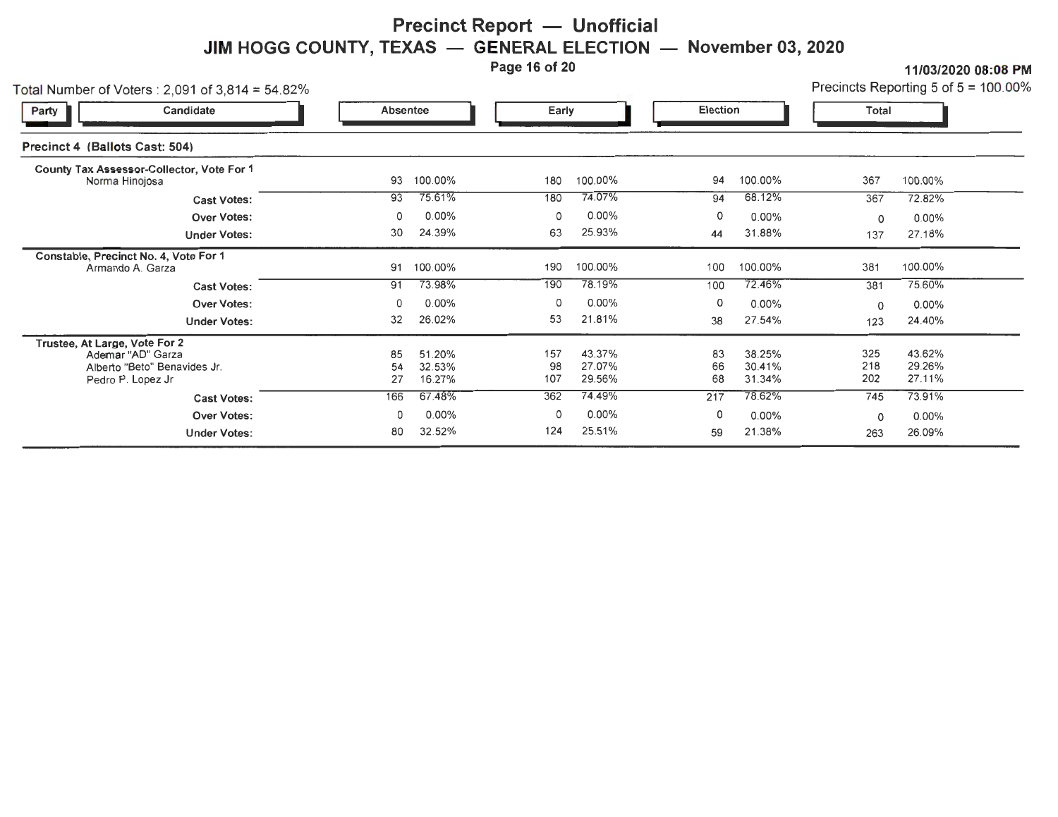# Precinct Report — Unofficial

## JIM HOGG COUNTY, TEXAS — GENERAL ELECTION — November 03, 2020

11/03/2020 08:08 PM

Total Number of Voters : 2,091 of 3,814 = 54.82%

Precincts Reporting 5 of 5 = 100.00%

### Precinct 4 (Ballots Cast: 504)

| Party | Candidate | Absentee | | Early | | Election | | Total | |
|---|---|---|---|---|---|---|---|---|---|
| | **County Tax Assessor-Collector, Vote For 1** | | | | | | | | |
| | Norma Hinojosa | 93 | 100.00% | 180 | 100.00% | 94 | 100.00% | 367 | 100.00% |
| | **Cast Votes:** | 93 | 75.61% | 180 | 74.07% | 94 | 68.12% | 367 | 72.82% |
| | **Over Votes:** | 0 | 0.00% | 0 | 0.00% | 0 | 0.00% | 0 | 0.00% |
| | **Under Votes:** | 30 | 24.39% | 63 | 25.93% | 44 | 31.88% | 137 | 27.18% |
| | **Constable, Precinct No. 4, Vote For 1** | | | | | | | | |
| | Armando A. Garza | 91 | 100.00% | 190 | 100.00% | 100 | 100.00% | 381 | 100.00% |
| | **Cast Votes:** | 91 | 73.98% | 190 | 78.19% | 100 | 72.46% | 381 | 75.60% |
| | **Over Votes:** | 0 | 0.00% | 0 | 0.00% | 0 | 0.00% | 0 | 0.00% |
| | **Under Votes:** | 32 | 26.02% | 53 | 21.81% | 38 | 27.54% | 123 | 24.40% |
| | **Trustee, At Large, Vote For 2** | | | | | | | | |
| | Ademar "AD" Garza | 85 | 51.20% | 157 | 43.37% | 83 | 38.25% | 325 | 43.62% |
| | Alberto "Beto" Benavides Jr. | 54 | 32.53% | 98 | 27.07% | 66 | 30.41% | 218 | 29.26% |
| | Pedro P. Lopez Jr | 27 | 16.27% | 107 | 29.56% | 68 | 31.34% | 202 | 27.11% |
| | **Cast Votes:** | 166 | 67.48% | 362 | 74.49% | 217 | 78.62% | 745 | 73.91% |
| | **Over Votes:** | 0 | 0.00% | 0 | 0.00% | 0 | 0.00% | 0 | 0.00% |
| | **Under Votes:** | 80 | 32.52% | 124 | 25.51% | 59 | 21.38% | 263 | 26.09% |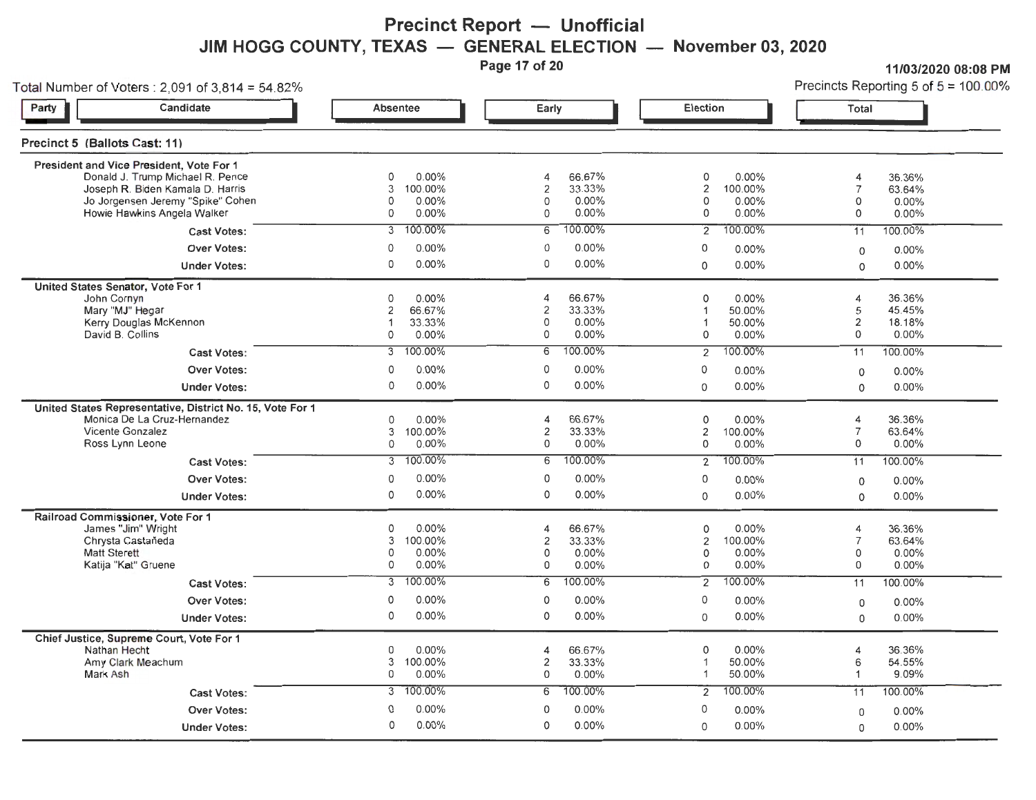# Precinct Report — Unofficial

## JIM HOGG COUNTY, TEXAS — GENERAL ELECTION — November 03, 2020

11/03/2020 08:08 PM

Total Number of Voters : 2,091 of 3,814 = 54.82%

Precincts Reporting 5 of 5 = 100.00%

### Precinct 5 (Ballots Cast: 11)

**President and Vice President, Vote For 1**

| Party | Candidate | Absentee | | Early | | Election | | Total | |
|---|---|---|---|---|---|---|---|---|---|
| | Donald J. Trump Michael R. Pence | 0 | 0.00% | 4 | 66.67% | 0 | 0.00% | 4 | 36.36% |
| | Joseph R. Biden Kamala D. Harris | 3 | 100.00% | 2 | 33.33% | 2 | 100.00% | 7 | 63.64% |
| | Jo Jorgensen Jeremy "Spike" Cohen | 0 | 0.00% | 0 | 0.00% | 0 | 0.00% | 0 | 0.00% |
| | Howie Hawkins Angela Walker | 0 | 0.00% | 0 | 0.00% | 0 | 0.00% | 0 | 0.00% |
| | Cast Votes: | 3 | 100.00% | 6 | 100.00% | 2 | 100.00% | 11 | 100.00% |
| | Over Votes: | 0 | 0.00% | 0 | 0.00% | 0 | 0.00% | 0 | 0.00% |
| | Under Votes: | 0 | 0.00% | 0 | 0.00% | 0 | 0.00% | 0 | 0.00% |

**United States Senator, Vote For 1**

| Party | Candidate | Absentee | | Early | | Election | | Total | |
|---|---|---|---|---|---|---|---|---|---|
| | John Cornyn | 0 | 0.00% | 4 | 66.67% | 0 | 0.00% | 4 | 36.36% |
| | Mary "MJ" Hegar | 2 | 66.67% | 2 | 33.33% | 1 | 50.00% | 5 | 45.45% |
| | Kerry Douglas McKennon | 1 | 33.33% | 0 | 0.00% | 1 | 50.00% | 2 | 18.18% |
| | David B. Collins | 0 | 0.00% | 0 | 0.00% | 0 | 0.00% | 0 | 0.00% |
| | Cast Votes: | 3 | 100.00% | 6 | 100.00% | 2 | 100.00% | 11 | 100.00% |
| | Over Votes: | 0 | 0.00% | 0 | 0.00% | 0 | 0.00% | 0 | 0.00% |
| | Under Votes: | 0 | 0.00% | 0 | 0.00% | 0 | 0.00% | 0 | 0.00% |

**United States Representative, District No. 15, Vote For 1**

| Party | Candidate | Absentee | | Early | | Election | | Total | |
|---|---|---|---|---|---|---|---|---|---|
| | Monica De La Cruz-Hernandez | 0 | 0.00% | 4 | 66.67% | 0 | 0.00% | 4 | 36.36% |
| | Vicente Gonzalez | 3 | 100.00% | 2 | 33.33% | 2 | 100.00% | 7 | 63.64% |
| | Ross Lynn Leone | 0 | 0.00% | 0 | 0.00% | 0 | 0.00% | 0 | 0.00% |
| | Cast Votes: | 3 | 100.00% | 6 | 100.00% | 2 | 100.00% | 11 | 100.00% |
| | Over Votes: | 0 | 0.00% | 0 | 0.00% | 0 | 0.00% | 0 | 0.00% |
| | Under Votes: | 0 | 0.00% | 0 | 0.00% | 0 | 0.00% | 0 | 0.00% |

**Railroad Commissioner, Vote For 1**

| Party | Candidate | Absentee | | Early | | Election | | Total | |
|---|---|---|---|---|---|---|---|---|---|
| | James "Jim" Wright | 0 | 0.00% | 4 | 66.67% | 0 | 0.00% | 4 | 36.36% |
| | Chrysta Castañeda | 3 | 100.00% | 2 | 33.33% | 2 | 100.00% | 7 | 63.64% |
| | Matt Sterett | 0 | 0.00% | 0 | 0.00% | 0 | 0.00% | 0 | 0.00% |
| | Katija "Kat" Gruene | 0 | 0.00% | 0 | 0.00% | 0 | 0.00% | 0 | 0.00% |
| | Cast Votes: | 3 | 100.00% | 6 | 100.00% | 2 | 100.00% | 11 | 100.00% |
| | Over Votes: | 0 | 0.00% | 0 | 0.00% | 0 | 0.00% | 0 | 0.00% |
| | Under Votes: | 0 | 0.00% | 0 | 0.00% | 0 | 0.00% | 0 | 0.00% |

**Chief Justice, Supreme Court, Vote For 1**

| Party | Candidate | Absentee | | Early | | Election | | Total | |
|---|---|---|---|---|---|---|---|---|---|
| | Nathan Hecht | 0 | 0.00% | 4 | 66.67% | 0 | 0.00% | 4 | 36.36% |
| | Amy Clark Meachum | 3 | 100.00% | 2 | 33.33% | 1 | 50.00% | 6 | 54.55% |
| | Mark Ash | 0 | 0.00% | 0 | 0.00% | 1 | 50.00% | 1 | 9.09% |
| | Cast Votes: | 3 | 100.00% | 6 | 100.00% | 2 | 100.00% | 11 | 100.00% |
| | Over Votes: | 0 | 0.00% | 0 | 0.00% | 0 | 0.00% | 0 | 0.00% |
| | Under Votes: | 0 | 0.00% | 0 | 0.00% | 0 | 0.00% | 0 | 0.00% |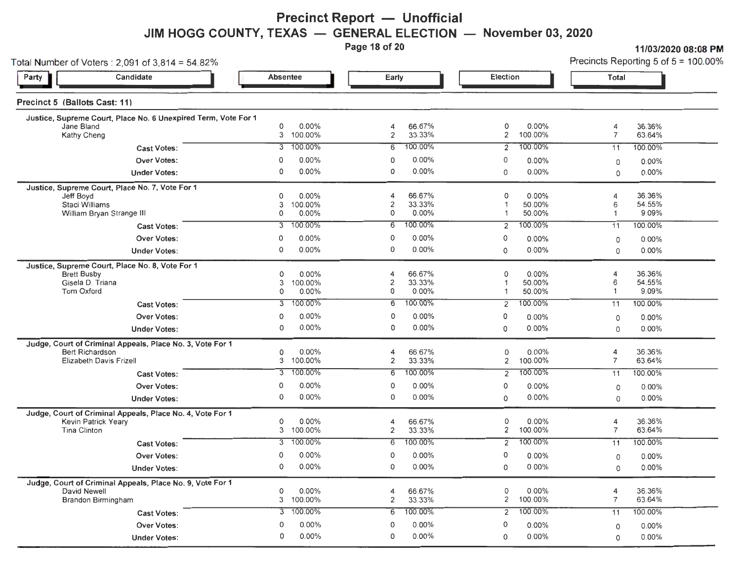# Precinct Report — Unofficial

## JIM HOGG COUNTY, TEXAS — GENERAL ELECTION — November 03, 2020

11/03/2020 08:08 PM

Total Number of Voters : 2,091 of 3,814 = 54.82%

Precincts Reporting 5 of 5 = 100.00%

### Precinct 5 (Ballots Cast: 11)

**Justice, Supreme Court, Place No. 6 Unexpired Term, Vote For 1**

| Party | Candidate | Absentee | | Early | | Election | | Total | |
|---|---|---|---|---|---|---|---|---|---|
| | Jane Bland | 0 | 0.00% | 4 | 66.67% | 0 | 0.00% | 4 | 36.36% |
| | Kathy Cheng | 3 | 100.00% | 2 | 33.33% | 2 | 100.00% | 7 | 63.64% |
| | **Cast Votes:** | 3 | 100.00% | 6 | 100.00% | 2 | 100.00% | 11 | 100.00% |
| | **Over Votes:** | 0 | 0.00% | 0 | 0.00% | 0 | 0.00% | 0 | 0.00% |
| | **Under Votes:** | 0 | 0.00% | 0 | 0.00% | 0 | 0.00% | 0 | 0.00% |

**Justice, Supreme Court, Place No. 7, Vote For 1**

| Party | Candidate | Absentee | | Early | | Election | | Total | |
|---|---|---|---|---|---|---|---|---|---|
| | Jeff Boyd | 0 | 0.00% | 4 | 66.67% | 0 | 0.00% | 4 | 36.36% |
| | Staci Williams | 3 | 100.00% | 2 | 33.33% | 1 | 50.00% | 6 | 54.55% |
| | William Bryan Strange III | 0 | 0.00% | 0 | 0.00% | 1 | 50.00% | 1 | 9.09% |
| | **Cast Votes:** | 3 | 100.00% | 6 | 100.00% | 2 | 100.00% | 11 | 100.00% |
| | **Over Votes:** | 0 | 0.00% | 0 | 0.00% | 0 | 0.00% | 0 | 0.00% |
| | **Under Votes:** | 0 | 0.00% | 0 | 0.00% | 0 | 0.00% | 0 | 0.00% |

**Justice, Supreme Court, Place No. 8, Vote For 1**

| Party | Candidate | Absentee | | Early | | Election | | Total | |
|---|---|---|---|---|---|---|---|---|---|
| | Brett Busby | 0 | 0.00% | 4 | 66.67% | 0 | 0.00% | 4 | 36.36% |
| | Gisela D. Triana | 3 | 100.00% | 2 | 33.33% | 1 | 50.00% | 6 | 54.55% |
| | Tom Oxford | 0 | 0.00% | 0 | 0.00% | 1 | 50.00% | 1 | 9.09% |
| | **Cast Votes:** | 3 | 100.00% | 6 | 100.00% | 2 | 100.00% | 11 | 100.00% |
| | **Over Votes:** | 0 | 0.00% | 0 | 0.00% | 0 | 0.00% | 0 | 0.00% |
| | **Under Votes:** | 0 | 0.00% | 0 | 0.00% | 0 | 0.00% | 0 | 0.00% |

**Judge, Court of Criminal Appeals, Place No. 3, Vote For 1**

| Party | Candidate | Absentee | | Early | | Election | | Total | |
|---|---|---|---|---|---|---|---|---|---|
| | Bert Richardson | 0 | 0.00% | 4 | 66.67% | 0 | 0.00% | 4 | 36.36% |
| | Elizabeth Davis Frizell | 3 | 100.00% | 2 | 33.33% | 2 | 100.00% | 7 | 63.64% |
| | **Cast Votes:** | 3 | 100.00% | 6 | 100.00% | 2 | 100.00% | 11 | 100.00% |
| | **Over Votes:** | 0 | 0.00% | 0 | 0.00% | 0 | 0.00% | 0 | 0.00% |
| | **Under Votes:** | 0 | 0.00% | 0 | 0.00% | 0 | 0.00% | 0 | 0.00% |

**Judge, Court of Criminal Appeals, Place No. 4, Vote For 1**

| Party | Candidate | Absentee | | Early | | Election | | Total | |
|---|---|---|---|---|---|---|---|---|---|
| | Kevin Patrick Yeary | 0 | 0.00% | 4 | 66.67% | 0 | 0.00% | 4 | 36.36% |
| | Tina Clinton | 3 | 100.00% | 2 | 33.33% | 2 | 100.00% | 7 | 63.64% |
| | **Cast Votes:** | 3 | 100.00% | 6 | 100.00% | 2 | 100.00% | 11 | 100.00% |
| | **Over Votes:** | 0 | 0.00% | 0 | 0.00% | 0 | 0.00% | 0 | 0.00% |
| | **Under Votes:** | 0 | 0.00% | 0 | 0.00% | 0 | 0.00% | 0 | 0.00% |

**Judge, Court of Criminal Appeals, Place No. 9, Vote For 1**

| Party | Candidate | Absentee | | Early | | Election | | Total | |
|---|---|---|---|---|---|---|---|---|---|
| | David Newell | 0 | 0.00% | 4 | 66.67% | 0 | 0.00% | 4 | 36.36% |
| | Brandon Birmingham | 3 | 100.00% | 2 | 33.33% | 2 | 100.00% | 7 | 63.64% |
| | **Cast Votes:** | 3 | 100.00% | 6 | 100.00% | 2 | 100.00% | 11 | 100.00% |
| | **Over Votes:** | 0 | 0.00% | 0 | 0.00% | 0 | 0.00% | 0 | 0.00% |
| | **Under Votes:** | 0 | 0.00% | 0 | 0.00% | 0 | 0.00% | 0 | 0.00% |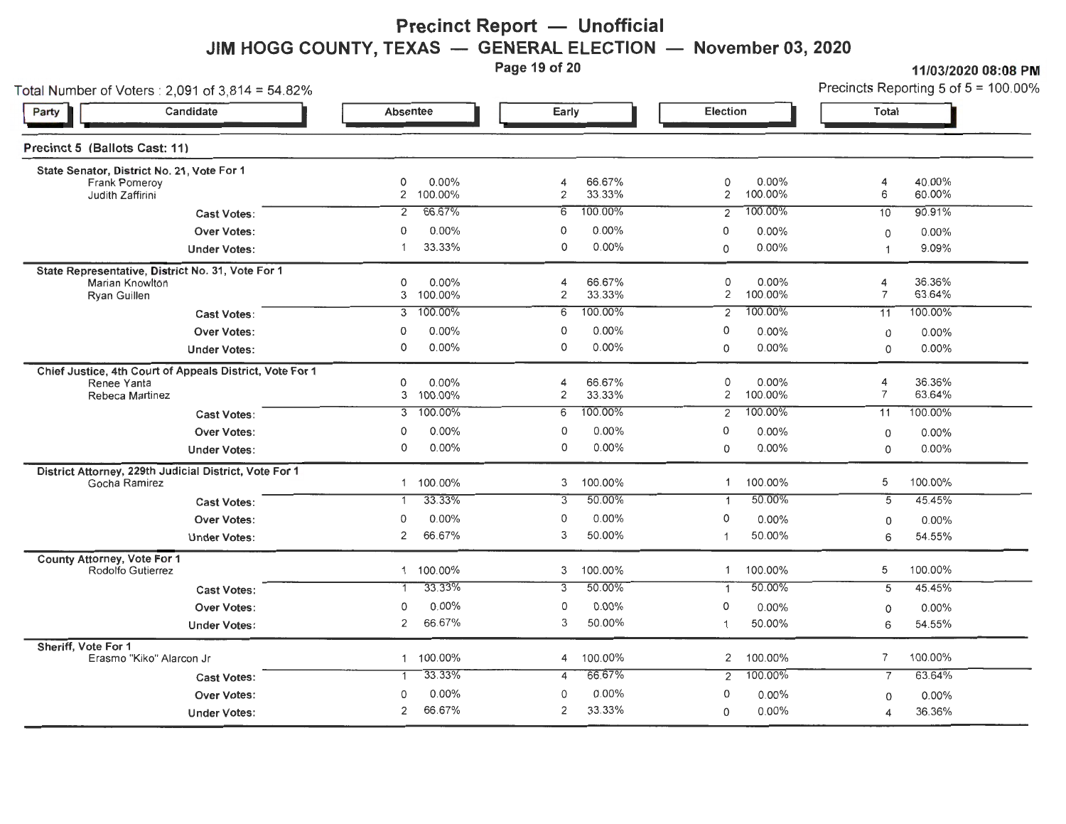# Precinct Report — Unofficial

## JIM HOGG COUNTY, TEXAS — GENERAL ELECTION — November 03, 2020

11/03/2020 08:08 PM

Total Number of Voters : 2,091 of 3,814 = 54.82%

Precincts Reporting 5 of 5 = 100.00%

### Precinct 5 (Ballots Cast: 11)

| Party | Candidate | Absentee | | Early | | Election | | Total | |
|---|---|---|---|---|---|---|---|---|---|
| **State Senator, District No. 21, Vote For 1** | | | | | | | | | |
| | Frank Pomeroy | 0 | 0.00% | 4 | 66.67% | 0 | 0.00% | 4 | 40.00% |
| | Judith Zaffirini | 2 | 100.00% | 2 | 33.33% | 2 | 100.00% | 6 | 60.00% |
| | Cast Votes: | 2 | 66.67% | 6 | 100.00% | 2 | 100.00% | 10 | 90.91% |
| | Over Votes: | 0 | 0.00% | 0 | 0.00% | 0 | 0.00% | 0 | 0.00% |
| | Under Votes: | 1 | 33.33% | 0 | 0.00% | 0 | 0.00% | 1 | 9.09% |
| **State Representative, District No. 31, Vote For 1** | | | | | | | | | |
| | Marian Knowlton | 0 | 0.00% | 4 | 66.67% | 0 | 0.00% | 4 | 36.36% |
| | Ryan Guillen | 3 | 100.00% | 2 | 33.33% | 2 | 100.00% | 7 | 63.64% |
| | Cast Votes: | 3 | 100.00% | 6 | 100.00% | 2 | 100.00% | 11 | 100.00% |
| | Over Votes: | 0 | 0.00% | 0 | 0.00% | 0 | 0.00% | 0 | 0.00% |
| | Under Votes: | 0 | 0.00% | 0 | 0.00% | 0 | 0.00% | 0 | 0.00% |
| **Chief Justice, 4th Court of Appeals District, Vote For 1** | | | | | | | | | |
| | Renee Yanta | 0 | 0.00% | 4 | 66.67% | 0 | 0.00% | 4 | 36.36% |
| | Rebeca Martinez | 3 | 100.00% | 2 | 33.33% | 2 | 100.00% | 7 | 63.64% |
| | Cast Votes: | 3 | 100.00% | 6 | 100.00% | 2 | 100.00% | 11 | 100.00% |
| | Over Votes: | 0 | 0.00% | 0 | 0.00% | 0 | 0.00% | 0 | 0.00% |
| | Under Votes: | 0 | 0.00% | 0 | 0.00% | 0 | 0.00% | 0 | 0.00% |
| **District Attorney, 229th Judicial District, Vote For 1** | | | | | | | | | |
| | Gocha Ramirez | 1 | 100.00% | 3 | 100.00% | 1 | 100.00% | 5 | 100.00% |
| | Cast Votes: | 1 | 33.33% | 3 | 50.00% | 1 | 50.00% | 5 | 45.45% |
| | Over Votes: | 0 | 0.00% | 0 | 0.00% | 0 | 0.00% | 0 | 0.00% |
| | Under Votes: | 2 | 66.67% | 3 | 50.00% | 1 | 50.00% | 6 | 54.55% |
| **County Attorney, Vote For 1** | | | | | | | | | |
| | Rodolfo Gutierrez | 1 | 100.00% | 3 | 100.00% | 1 | 100.00% | 5 | 100.00% |
| | Cast Votes: | 1 | 33.33% | 3 | 50.00% | 1 | 50.00% | 5 | 45.45% |
| | Over Votes: | 0 | 0.00% | 0 | 0.00% | 0 | 0.00% | 0 | 0.00% |
| | Under Votes: | 2 | 66.67% | 3 | 50.00% | 1 | 50.00% | 6 | 54.55% |
| **Sheriff, Vote For 1** | | | | | | | | | |
| | Erasmo "Kiko" Alarcon Jr | 1 | 100.00% | 4 | 100.00% | 2 | 100.00% | 7 | 100.00% |
| | Cast Votes: | 1 | 33.33% | 4 | 66.67% | 2 | 100.00% | 7 | 63.64% |
| | Over Votes: | 0 | 0.00% | 0 | 0.00% | 0 | 0.00% | 0 | 0.00% |
| | Under Votes: | 2 | 66.67% | 2 | 33.33% | 0 | 0.00% | 4 | 36.36% |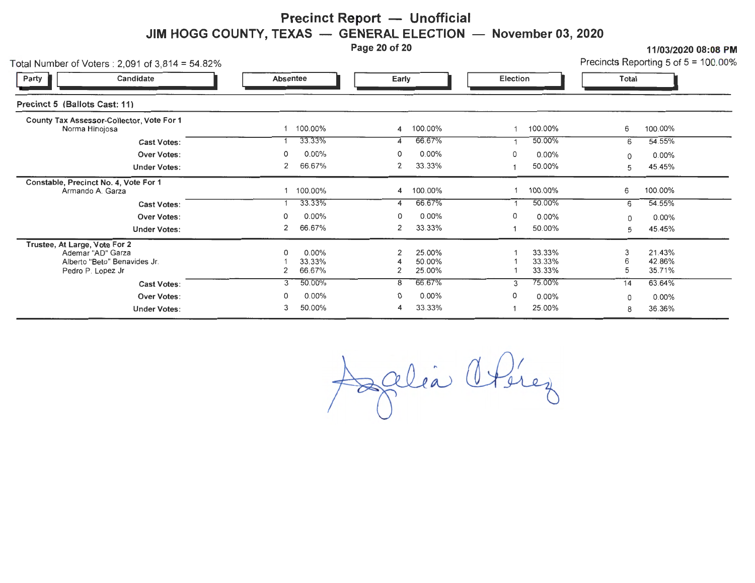# Precinct Report — Unofficial

## JIM HOGG COUNTY, TEXAS — GENERAL ELECTION — November 03, 2020

11/03/2020 08:08 PM

Total Number of Voters : 2,091 of 3,814 = 54.82%

Precincts Reporting 5 of 5 = 100.00%

### Precinct 5 (Ballots Cast: 11)

| Party | Candidate | Absentee | | Early | | Election | | Total | |
|---|---|---|---|---|---|---|---|---|---|
| | **County Tax Assessor-Collector, Vote For 1** | | | | | | | | |
| | Norma Hinojosa | 1 | 100.00% | 4 | 100.00% | 1 | 100.00% | 6 | 100.00% |
| | **Cast Votes:** | 1 | 33.33% | 4 | 66.67% | 1 | 50.00% | 6 | 54.55% |
| | **Over Votes:** | 0 | 0.00% | 0 | 0.00% | 0 | 0.00% | 0 | 0.00% |
| | **Under Votes:** | 2 | 66.67% | 2 | 33.33% | 1 | 50.00% | 5 | 45.45% |
| | **Constable, Precinct No. 4, Vote For 1** | | | | | | | | |
| | Armando A. Garza | 1 | 100.00% | 4 | 100.00% | 1 | 100.00% | 6 | 100.00% |
| | **Cast Votes:** | 1 | 33.33% | 4 | 66.67% | 1 | 50.00% | 6 | 54.55% |
| | **Over Votes:** | 0 | 0.00% | 0 | 0.00% | 0 | 0.00% | 0 | 0.00% |
| | **Under Votes:** | 2 | 66.67% | 2 | 33.33% | 1 | 50.00% | 5 | 45.45% |
| | **Trustee, At Large, Vote For 2** | | | | | | | | |
| | Ademar "AD" Garza | 0 | 0.00% | 2 | 25.00% | 1 | 33.33% | 3 | 21.43% |
| | Alberto "Beto" Benavides Jr. | 1 | 33.33% | 4 | 50.00% | 1 | 33.33% | 6 | 42.86% |
| | Pedro P. Lopez Jr | 2 | 66.67% | 2 | 25.00% | 1 | 33.33% | 5 | 35.71% |
| | **Cast Votes:** | 3 | 50.00% | 8 | 66.67% | 3 | 75.00% | 14 | 63.64% |
| | **Over Votes:** | 0 | 0.00% | 0 | 0.00% | 0 | 0.00% | 0 | 0.00% |
| | **Under Votes:** | 3 | 50.00% | 4 | 33.33% | 1 | 25.00% | 8 | 36.36% |

Azalia O. Pérez